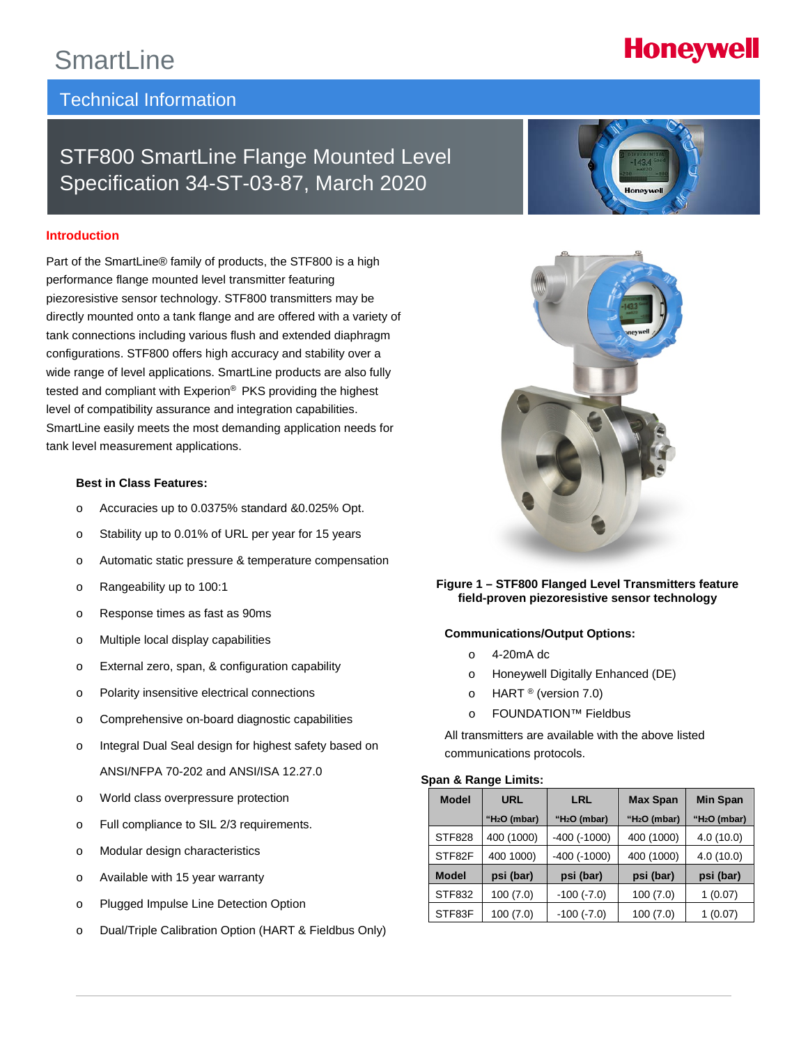SmartLine

Honeywell

## Technical Information

# STF800 SmartLine Flange Mounted Level Specification 34-ST-03-87, March 2020

## Introduction

Part of the SmartLine® family of products, the STF800 is a high performance flange mounted level transmitter featuring piezoresistive sensor technology. STF800 transmitters may be directly mounted onto a tank flange and are offered with a variety of tank connections including various flush and extended diaphragm configurations. STF800 offers high accuracy and stability over a wide range of level applications. SmartLine products are also fully tested and compliant with Experion® PKS providing the highest level of compatibility assurance and integration capabilities. SmartLine easily meets the most demanding application needs for tank level measurement applications.

### Best in Class Features:

- Accuracies up to 0.0375% standard &0.025% Opt.
- Stability up to 0.01% of URL per year for 15 years
- Automatic static pressure & temperature compensation
- Rangeability up to 100:1
- Response times as fast as 90ms
- Multiple local display capabilities
- External zero, span, & configuration capability
- Polarity insensitive electrical connections
- Comprehensive on-board diagnostic capabilities
- Integral Dual Seal design for highest safety based on ANSI/NFPA 70-202 and ANSI/ISA 12.27.0
- World class overpressure protection
- Full compliance to SIL 2/3 requirements.
- Modular design characteristics
- Available with 15 year warranty
- Plugged Impulse Line Detection Option
- Dual/Triple Calibration Option (HART & Fieldbus Only)

**Figure 1 – STF800 Flanged Level Transmitters feature field-proven piezoresistive sensor technology**

### Communications/Output Options:

- 4-20mA dc
- Honeywell Digitally Enhanced (DE)
- HART ® (version 7.0)
- FOUNDATION™ Fieldbus

All transmitters are available with the above listed communications protocols.

### Span & Range Limits:

| Model | URL | LRL | Max Span | Min Span |
|---|---|---|---|---|
| | "$H_2O$ (mbar) | "$H_2O$ (mbar) | "$H_2O$ (mbar) | "$H_2O$ (mbar) |
| STF828 | 400 (1000) | -400 (-1000) | 400 (1000) | 4.0 (10.0) |
| STF82F | 400 1000) | -400 (-1000) | 400 (1000) | 4.0 (10.0) |
| **Model** | **psi (bar)** | **psi (bar)** | **psi (bar)** | **psi (bar)** |
| STF832 | 100 (7.0) | -100 (-7.0) | 100 (7.0) | 1 (0.07) |
| STF83F | 100 (7.0) | -100 (-7.0) | 100 (7.0) | 1 (0.07) |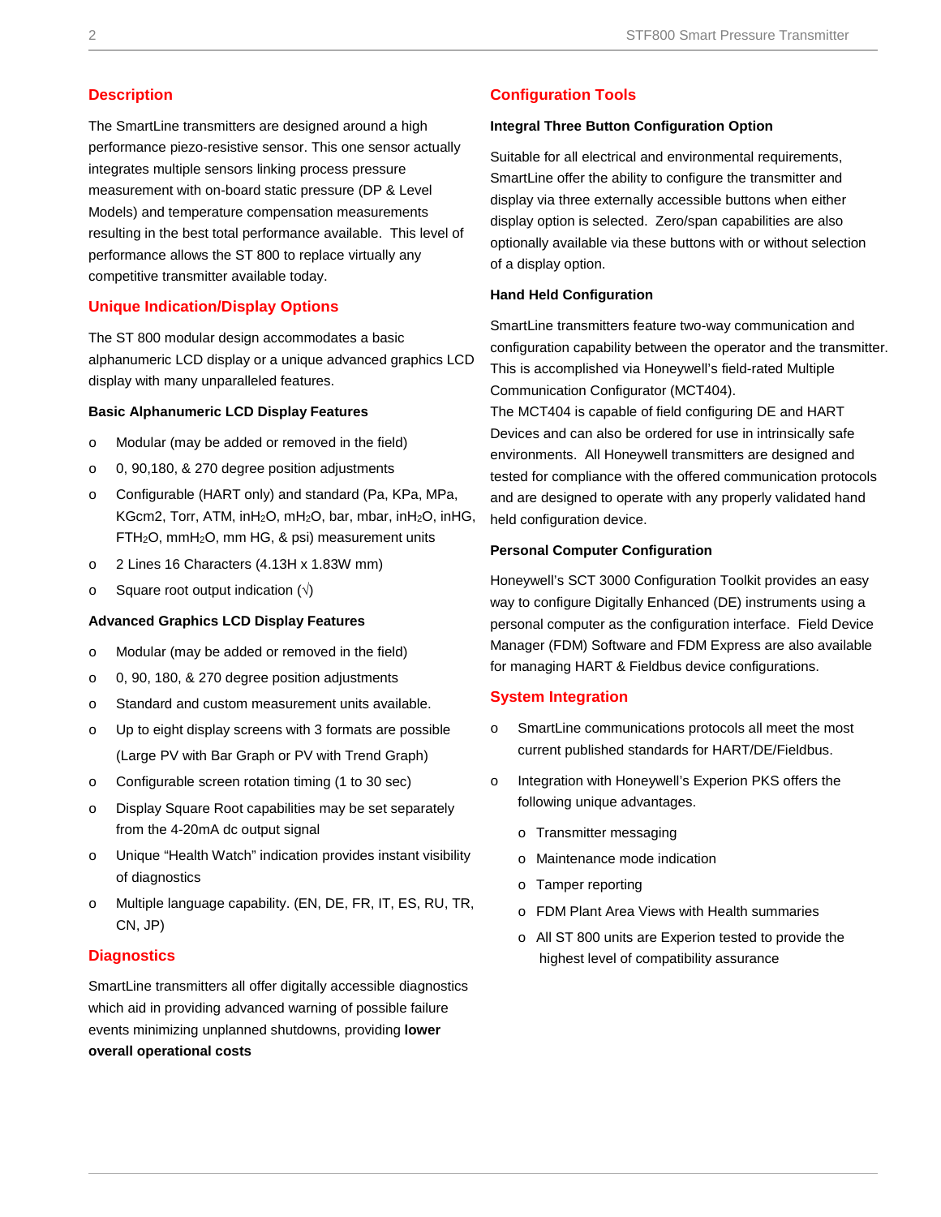## Description

The SmartLine transmitters are designed around a high performance piezo-resistive sensor. This one sensor actually integrates multiple sensors linking process pressure measurement with on-board static pressure (DP & Level Models) and temperature compensation measurements resulting in the best total performance available. This level of performance allows the ST 800 to replace virtually any competitive transmitter available today.

## Unique Indication/Display Options

The ST 800 modular design accommodates a basic alphanumeric LCD display or a unique advanced graphics LCD display with many unparalleled features.

### Basic Alphanumeric LCD Display Features

- Modular (may be added or removed in the field)
- 0, 90,180, & 270 degree position adjustments
- Configurable (HART only) and standard (Pa, KPa, MPa, KGcm2, Torr, ATM, inH$_2$O, mH$_2$O, bar, mbar, inH$_2$O, inHG, FTH$_2$O, mmH$_2$O, mm HG, & psi) measurement units
- 2 Lines 16 Characters (4.13H x 1.83W mm)
- Square root output indication (√)

### Advanced Graphics LCD Display Features

- Modular (may be added or removed in the field)
- 0, 90, 180, & 270 degree position adjustments
- Standard and custom measurement units available.
- Up to eight display screens with 3 formats are possible (Large PV with Bar Graph or PV with Trend Graph)
- Configurable screen rotation timing (1 to 30 sec)
- Display Square Root capabilities may be set separately from the 4-20mA dc output signal
- Unique "Health Watch" indication provides instant visibility of diagnostics
- Multiple language capability. (EN, DE, FR, IT, ES, RU, TR, CN, JP)

## Diagnostics

SmartLine transmitters all offer digitally accessible diagnostics which aid in providing advanced warning of possible failure events minimizing unplanned shutdowns, providing **lower overall operational costs**

## Configuration Tools

### Integral Three Button Configuration Option

Suitable for all electrical and environmental requirements, SmartLine offer the ability to configure the transmitter and display via three externally accessible buttons when either display option is selected. Zero/span capabilities are also optionally available via these buttons with or without selection of a display option.

### Hand Held Configuration

SmartLine transmitters feature two-way communication and configuration capability between the operator and the transmitter. This is accomplished via Honeywell's field-rated Multiple Communication Configurator (MCT404).

The MCT404 is capable of field configuring DE and HART Devices and can also be ordered for use in intrinsically safe environments. All Honeywell transmitters are designed and tested for compliance with the offered communication protocols and are designed to operate with any properly validated hand held configuration device.

### Personal Computer Configuration

Honeywell's SCT 3000 Configuration Toolkit provides an easy way to configure Digitally Enhanced (DE) instruments using a personal computer as the configuration interface. Field Device Manager (FDM) Software and FDM Express are also available for managing HART & Fieldbus device configurations.

## System Integration

- SmartLine communications protocols all meet the most current published standards for HART/DE/Fieldbus.
- Integration with Honeywell's Experion PKS offers the following unique advantages.
  - Transmitter messaging
  - Maintenance mode indication
  - Tamper reporting
  - FDM Plant Area Views with Health summaries
  - All ST 800 units are Experion tested to provide the highest level of compatibility assurance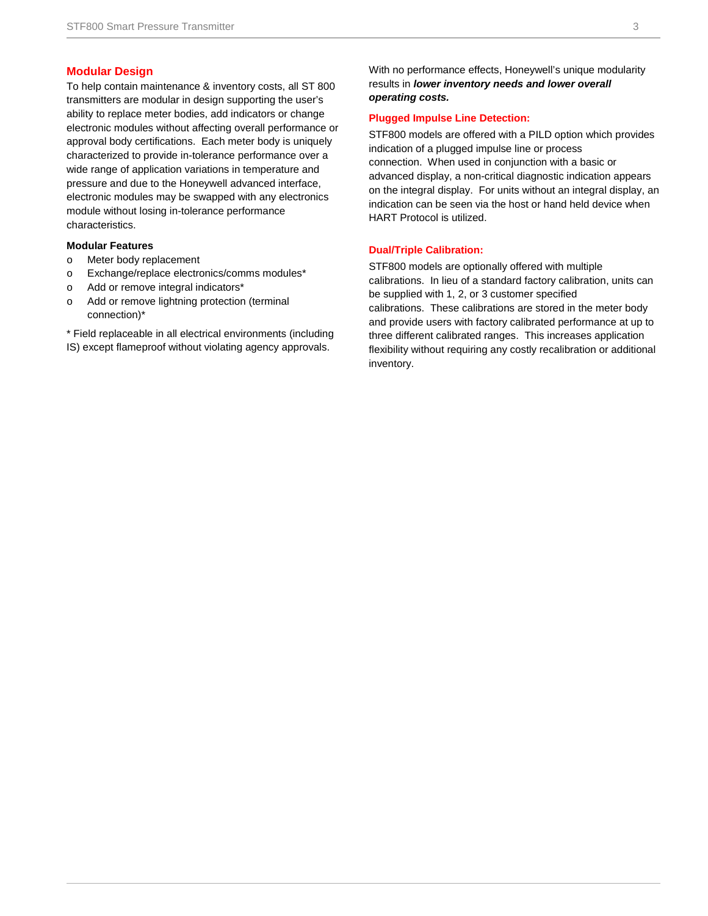## Modular Design

To help contain maintenance & inventory costs, all ST 800 transmitters are modular in design supporting the user's ability to replace meter bodies, add indicators or change electronic modules without affecting overall performance or approval body certifications. Each meter body is uniquely characterized to provide in-tolerance performance over a wide range of application variations in temperature and pressure and due to the Honeywell advanced interface, electronic modules may be swapped with any electronics module without losing in-tolerance performance characteristics.

**Modular Features**

- Meter body replacement
- Exchange/replace electronics/comms modules*
- Add or remove integral indicators*
- Add or remove lightning protection (terminal connection)*

* Field replaceable in all electrical environments (including IS) except flameproof without violating agency approvals.

With no performance effects, Honeywell's unique modularity results in ***lower inventory needs and lower overall operating costs.***

### Plugged Impulse Line Detection:

STF800 models are offered with a PILD option which provides indication of a plugged impulse line or process connection. When used in conjunction with a basic or advanced display, a non-critical diagnostic indication appears on the integral display. For units without an integral display, an indication can be seen via the host or hand held device when HART Protocol is utilized.

### Dual/Triple Calibration:

STF800 models are optionally offered with multiple calibrations. In lieu of a standard factory calibration, units can be supplied with 1, 2, or 3 customer specified calibrations. These calibrations are stored in the meter body and provide users with factory calibrated performance at up to three different calibrated ranges. This increases application flexibility without requiring any costly recalibration or additional inventory.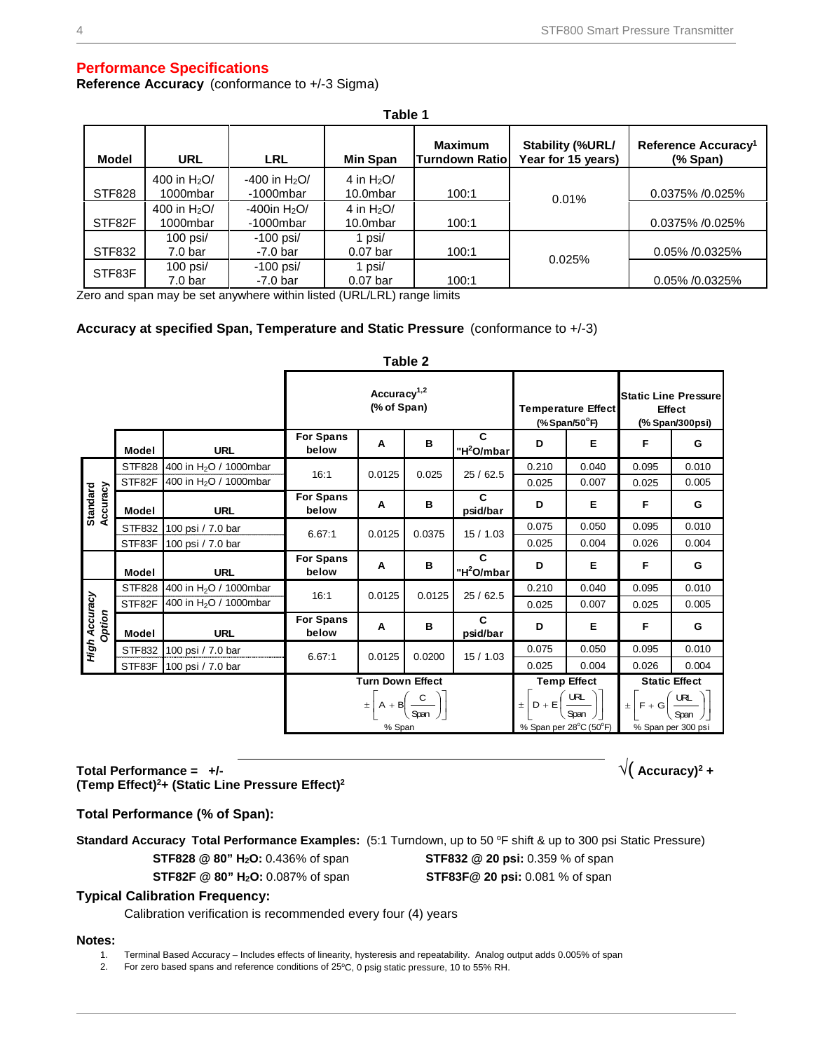## Performance Specifications

**Reference Accuracy** (conformance to +/-3 Sigma)

**Table 1**

| Model | URL | LRL | Min Span | Maximum Turndown Ratio | Stability (%URL/ Year for 15 years) | Reference Accuracy[1] (% Span) |
|---|---|---|---|---|---|---|
| STF828 | 400 in $H_2O$/ 1000mbar | -400 in $H_2O$/ -1000mbar | 4 in $H_2O$/ 10.0mbar | 100:1 | 0.01% | 0.0375% /0.025% |
| STF82F | 400 in $H_2O$/ 1000mbar | -400in $H_2O$/ -1000mbar | 4 in $H_2O$/ 10.0mbar | 100:1 | | 0.0375% /0.025% |
| STF832 | 100 psi/ 7.0 bar | -100 psi/ -7.0 bar | 1 psi/ 0.07 bar | 100:1 | 0.025% | 0.05% /0.0325% |
| STF83F | 100 psi/ 7.0 bar | -100 psi/ -7.0 bar | 1 psi/ 0.07 bar | 100:1 | | 0.05% /0.0325% |

Zero and span may be set anywhere within listed (URL/LRL) range limits

**Accuracy at specified Span, Temperature and Static Pressure** (conformance to +/-3)

**Table 2**

| | | | Accuracy[1,2] (% of Span) | | | | Temperature Effect (%Span/50°F) | | Static Line Pressure Effect (% Span/300psi) | |
|---|---|---|---|---|---|---|---|---|---|---|
| | **Model** | **URL** | **For Spans below** | **A** | **B** | **C "$H^2O$/mbar** | **D** | **E** | **F** | **G** |
| Standard Accuracy | STF828 | 400 in $H_2O$ / 1000mbar | 16:1 | 0.0125 | 0.025 | 25 / 62.5 | 0.210 | 0.040 | 0.095 | 0.010 |
| Standard Accuracy | STF82F | 400 in $H_2O$ / 1000mbar | 16:1 | 0.0125 | 0.025 | 25 / 62.5 | 0.025 | 0.007 | 0.025 | 0.005 |
| | **Model** | **URL** | **For Spans below** | **A** | **B** | **C psid/bar** | **D** | **E** | **F** | **G** |
| Standard Accuracy | STF832 | 100 psi / 7.0 bar | 6.67:1 | 0.0125 | 0.0375 | 15 / 1.03 | 0.075 | 0.050 | 0.095 | 0.010 |
| Standard Accuracy | STF83F | 100 psi / 7.0 bar | 6.67:1 | 0.0125 | 0.0375 | 15 / 1.03 | 0.025 | 0.004 | 0.026 | 0.004 |
| | **Model** | **URL** | **For Spans below** | **A** | **B** | **C "$H^2O$/mbar** | **D** | **E** | **F** | **G** |
| High Accuracy Option | STF828 | 400 in $H_2O$ / 1000mbar | 16:1 | 0.0125 | 0.0125 | 25 / 62.5 | 0.210 | 0.040 | 0.095 | 0.010 |
| High Accuracy Option | STF82F | 400 in $H_2O$ / 1000mbar | 16:1 | 0.0125 | 0.0125 | 25 / 62.5 | 0.025 | 0.007 | 0.025 | 0.005 |
| | **Model** | **URL** | **For Spans below** | **A** | **B** | **C psid/bar** | **D** | **E** | **F** | **G** |
| High Accuracy Option | STF832 | 100 psi / 7.0 bar | 6.67:1 | 0.0125 | 0.0200 | 15 / 1.03 | 0.075 | 0.050 | 0.095 | 0.010 |
| High Accuracy Option | STF83F | 100 psi / 7.0 bar | 6.67:1 | 0.0125 | 0.0200 | 15 / 1.03 | 0.025 | 0.004 | 0.026 | 0.004 |
| | | | **Turn Down Effect** $\pm\left[A + B\left(\frac{C}{Span}\right)\right]$ % Span | | | | **Temp Effect** $\pm\left[D + E\left(\frac{URL}{Span}\right)\right]$ % Span per 28°C (50°F) | | **Static Effect** $\pm\left[F + G\left(\frac{URL}{Span}\right)\right]$ % Span per 300 psi | |

**Total Performance = +/-** $\sqrt{(\text{Accuracy})^2 + (\text{Temp Effect})^2 + (\text{Static Line Pressure Effect})^2}$

**Total Performance (% of Span):**

**Standard Accuracy Total Performance Examples:** (5:1 Turndown, up to 50 ºF shift & up to 300 psi Static Pressure)

**STF828 @ 80" $H_2O$:** 0.436% of span **STF832 @ 20 psi:** 0.359 % of span

**STF82F @ 80" $H_2O$:** 0.087% of span **STF83F@ 20 psi:** 0.081 % of span

**Typical Calibration Frequency:**

Calibration verification is recommended every four (4) years

**Notes:**

1. Terminal Based Accuracy – Includes effects of linearity, hysteresis and repeatability. Analog output adds 0.005% of span
2. For zero based spans and reference conditions of 25ºC, 0 psig static pressure, 10 to 55% RH.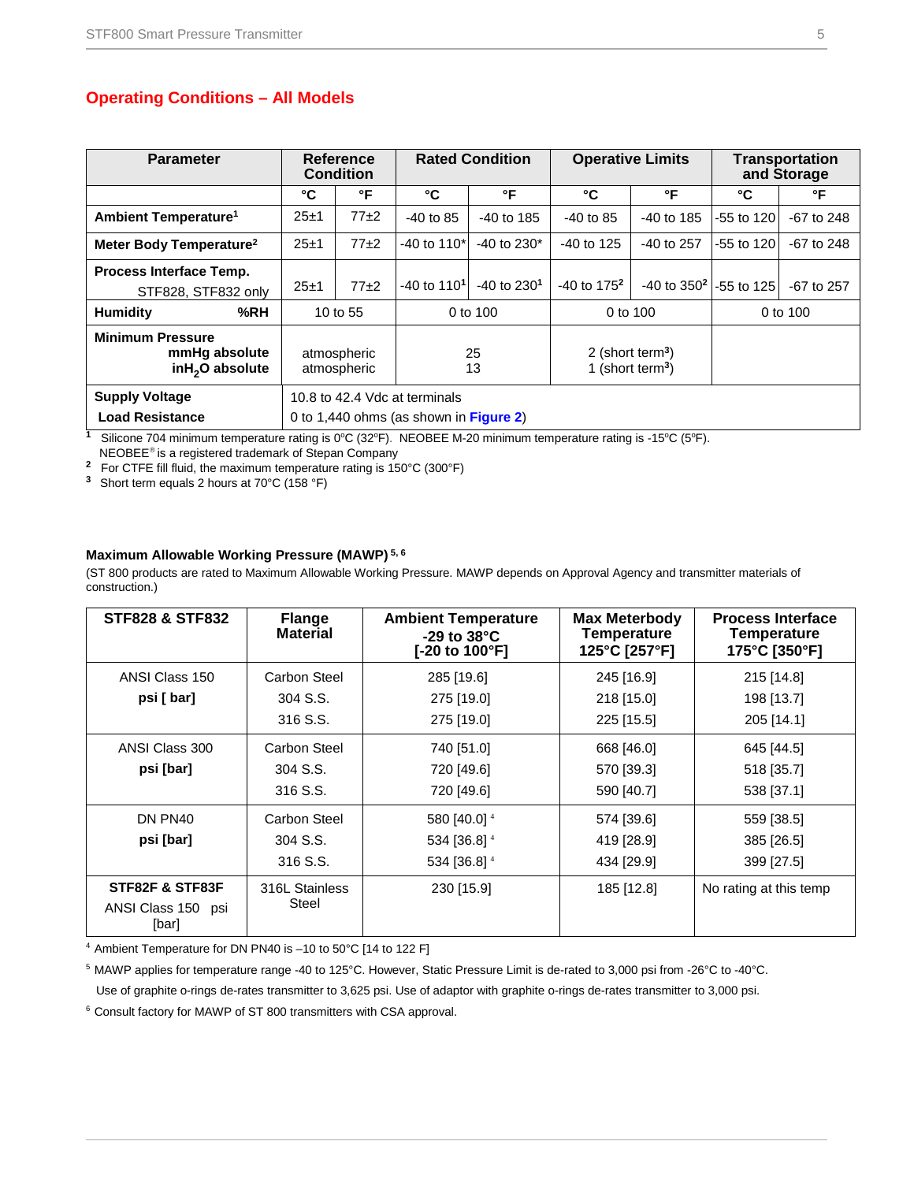## Operating Conditions – All Models

| Parameter | Reference Condition | | Rated Condition | | Operative Limits | | Transportation and Storage | |
|---|---|---|---|---|---|---|---|---|
| | °C | °F | °C | °F | °C | °F | °C | °F |
| **Ambient Temperature**[1] | 25±1 | 77±2 | -40 to 85 | -40 to 185 | -40 to 85 | -40 to 185 | -55 to 120 | -67 to 248 |
| **Meter Body Temperature**[2] | 25±1 | 77±2 | -40 to 110* | -40 to 230* | -40 to 125 | -40 to 257 | -55 to 120 | -67 to 248 |
| **Process Interface Temp.** STF828, STF832 only | 25±1 | 77±2 | -40 to 110[1] | -40 to 230[1] | -40 to 175[2] | -40 to 350[2] | -55 to 125 | -67 to 257 |
| **Humidity** **%RH** | 10 to 55 | | 0 to 100 | | 0 to 100 | | 0 to 100 | |
| **Minimum Pressure** **mmHg absolute** **in$H_2$O absolute** | atmospheric atmospheric | | 25 13 | | 2 (short term[3]) 1 (short term[3]) | | | |
| **Supply Voltage** | 10.8 to 42.4 Vdc at terminals | | | | | | | |
| **Load Resistance** | 0 to 1,440 ohms (as shown in **Figure 2**) | | | | | | | |

[1] Silicone 704 minimum temperature rating is 0ºC (32ºF). NEOBEE M-20 minimum temperature rating is -15ºC (5ºF). NEOBEE® is a registered trademark of Stepan Company

[2] For CTFE fill fluid, the maximum temperature rating is 150°C (300°F)

[3] Short term equals 2 hours at 70°C (158 °F)

### Maximum Allowable Working Pressure (MAWP) [5, 6]

(ST 800 products are rated to Maximum Allowable Working Pressure. MAWP depends on Approval Agency and transmitter materials of construction.)

| STF828 & STF832 | Flange Material | Ambient Temperature -29 to 38°C [-20 to 100°F] | Max Meterbody Temperature 125°C [257°F] | Process Interface Temperature 175°C [350°F] |
|---|---|---|---|---|
| ANSI Class 150 **psi [ bar]** | Carbon Steel | 285 [19.6] | 245 [16.9] | 215 [14.8] |
| | 304 S.S. | 275 [19.0] | 218 [15.0] | 198 [13.7] |
| | 316 S.S. | 275 [19.0] | 225 [15.5] | 205 [14.1] |
| ANSI Class 300 **psi [bar]** | Carbon Steel | 740 [51.0] | 668 [46.0] | 645 [44.5] |
| | 304 S.S. | 720 [49.6] | 570 [39.3] | 518 [35.7] |
| | 316 S.S. | 720 [49.6] | 590 [40.7] | 538 [37.1] |
| DN PN40 **psi [bar]** | Carbon Steel | 580 [40.0] [4] | 574 [39.6] | 559 [38.5] |
| | 304 S.S. | 534 [36.8] [4] | 419 [28.9] | 385 [26.5] |
| | 316 S.S. | 534 [36.8] [4] | 434 [29.9] | 399 [27.5] |
| **STF82F & STF83F** ANSI Class 150 psi [bar] | 316L Stainless Steel | 230 [15.9] | 185 [12.8] | No rating at this temp |

[4] Ambient Temperature for DN PN40 is –10 to 50°C [14 to 122 F]

[5] MAWP applies for temperature range -40 to 125°C. However, Static Pressure Limit is de-rated to 3,000 psi from -26°C to -40°C. Use of graphite o-rings de-rates transmitter to 3,625 psi. Use of adaptor with graphite o-rings de-rates transmitter to 3,000 psi.

[6] Consult factory for MAWP of ST 800 transmitters with CSA approval.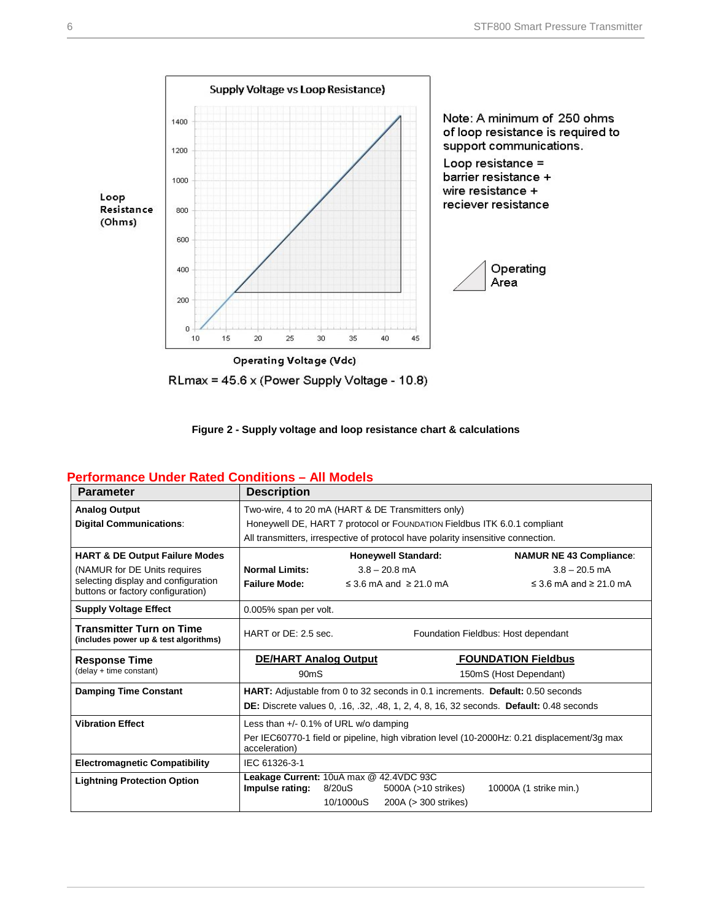Supply Voltage vs Loop Resistance)

Loop Resistance (Ohms)

Operating Voltage (Vdc)

Note: A minimum of 250 ohms of loop resistance is required to support communications.

Loop resistance = barrier resistance + wire resistance + reciever resistance

Operating Area

RLmax = 45.6 x (Power Supply Voltage - 10.8)

**Figure 2 - Supply voltage and loop resistance chart & calculations**

## Performance Under Rated Conditions – All Models

| Parameter | Description |
|---|---|
| **Analog Output**<br>**Digital Communications**: | Two-wire, 4 to 20 mA (HART & DE Transmitters only)<br>Honeywell DE, HART 7 protocol or FOUNDATION Fieldbus ITK 6.0.1 compliant<br>All transmitters, irrespective of protocol have polarity insensitive connection. |
| **HART & DE Output Failure Modes**<br>(NAMUR for DE Units requires selecting display and configuration buttons or factory configuration) | **Honeywell Standard:** / **NAMUR NE 43 Compliance**:<br>**Normal Limits:** 3.8 – 20.8 mA / 3.8 – 20.5 mA<br>**Failure Mode:** ≤ 3.6 mA and ≥ 21.0 mA / ≤ 3.6 mA and ≥ 21.0 mA |
| **Supply Voltage Effect** | 0.005% span per volt. |
| **Transmitter Turn on Time**<br>**(includes power up & test algorithms)** | HART or DE: 2.5 sec. Foundation Fieldbus: Host dependant |
| **Response Time**<br>(delay + time constant) | **DE/HART Analog Output**: 90mS<br>**FOUNDATION Fieldbus**: 150mS (Host Dependant) |
| **Damping Time Constant** | **HART:** Adjustable from 0 to 32 seconds in 0.1 increments. **Default:** 0.50 seconds<br>**DE:** Discrete values 0, .16, .32, .48, 1, 2, 4, 8, 16, 32 seconds. **Default:** 0.48 seconds |
| **Vibration Effect** | Less than +/- 0.1% of URL w/o damping<br>Per IEC60770-1 field or pipeline, high vibration level (10-2000Hz: 0.21 displacement/3g max acceleration) |
| **Electromagnetic Compatibility** | IEC 61326-3-1 |
| **Lightning Protection Option** | **Leakage Current:** 10uA max @ 42.4VDC 93C<br>**Impulse rating:** 8/20uS 5000A (>10 strikes) 10000A (1 strike min.)<br>10/1000uS 200A (> 300 strikes) |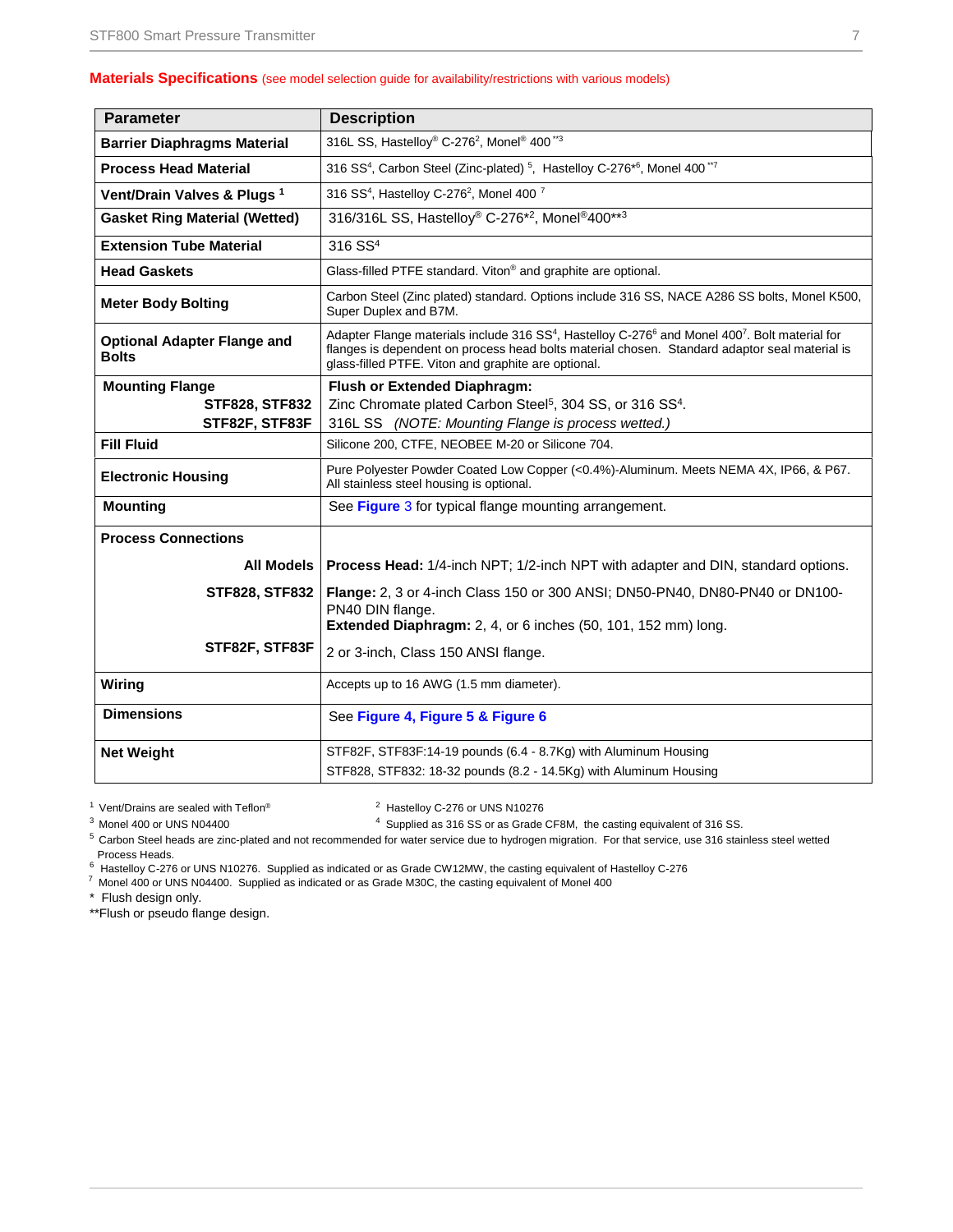**Materials Specifications** (see model selection guide for availability/restrictions with various models)

| Parameter | Description |
|---|---|
| **Barrier Diaphragms Material** | 316L SS, Hastelloy® C-276[2], Monel® 400[**3] |
| **Process Head Material** | 316 SS[4], Carbon Steel (Zinc-plated)[5], Hastelloy C-276[*6], Monel 400[**7] |
| **Vent/Drain Valves & Plugs**[1] | 316 SS[4], Hastelloy C-276[2], Monel 400[7] |
| **Gasket Ring Material (Wetted)** | 316/316L SS, Hastelloy® C-276[*2], Monel®400[**3] |
| **Extension Tube Material** | 316 SS[4] |
| **Head Gaskets** | Glass-filled PTFE standard. Viton® and graphite are optional. |
| **Meter Body Bolting** | Carbon Steel (Zinc plated) standard. Options include 316 SS, NACE A286 SS bolts, Monel K500, Super Duplex and B7M. |
| **Optional Adapter Flange and Bolts** | Adapter Flange materials include 316 SS[4], Hastelloy C-276[6] and Monel 400[7]. Bolt material for flanges is dependent on process head bolts material chosen. Standard adaptor seal material is glass-filled PTFE. Viton and graphite are optional. |
| **Mounting Flange** | **Flush or Extended Diaphragm:** |
| **STF828, STF832** | Zinc Chromate plated Carbon Steel[5], 304 SS, or 316 SS[4]. |
| **STF82F, STF83F** | 316L SS *(NOTE: Mounting Flange is process wetted.)* |
| **Fill Fluid** | Silicone 200, CTFE, NEOBEE M-20 or Silicone 704. |
| **Electronic Housing** | Pure Polyester Powder Coated Low Copper (<0.4%)-Aluminum. Meets NEMA 4X, IP66, & P67. All stainless steel housing is optional. |
| **Mounting** | See Figure 3 for typical flange mounting arrangement. |
| **Process Connections** | |
| **All Models** | **Process Head:** 1/4-inch NPT; 1/2-inch NPT with adapter and DIN, standard options. |
| **STF828, STF832** | **Flange:** 2, 3 or 4-inch Class 150 or 300 ANSI; DN50-PN40, DN80-PN40 or DN100-PN40 DIN flange. **Extended Diaphragm:** 2, 4, or 6 inches (50, 101, 152 mm) long. |
| **STF82F, STF83F** | 2 or 3-inch, Class 150 ANSI flange. |
| **Wiring** | Accepts up to 16 AWG (1.5 mm diameter). |
| **Dimensions** | See Figure 4, Figure 5 & Figure 6 |
| **Net Weight** | STF82F, STF83F:14-19 pounds (6.4 - 8.7Kg) with Aluminum Housing<br>STF828, STF832: 18-32 pounds (8.2 - 14.5Kg) with Aluminum Housing |

[1] Vent/Drains are sealed with Teflon®

[2] Hastelloy C-276 or UNS N10276

[3] Monel 400 or UNS N04400

[4] Supplied as 316 SS or as Grade CF8M, the casting equivalent of 316 SS.

[5] Carbon Steel heads are zinc-plated and not recommended for water service due to hydrogen migration. For that service, use 316 stainless steel wetted Process Heads.

[6] Hastelloy C-276 or UNS N10276. Supplied as indicated or as Grade CW12MW, the casting equivalent of Hastelloy C-276

[7] Monel 400 or UNS N04400. Supplied as indicated or as Grade M30C, the casting equivalent of Monel 400

\* Flush design only.

**Flush or pseudo flange design.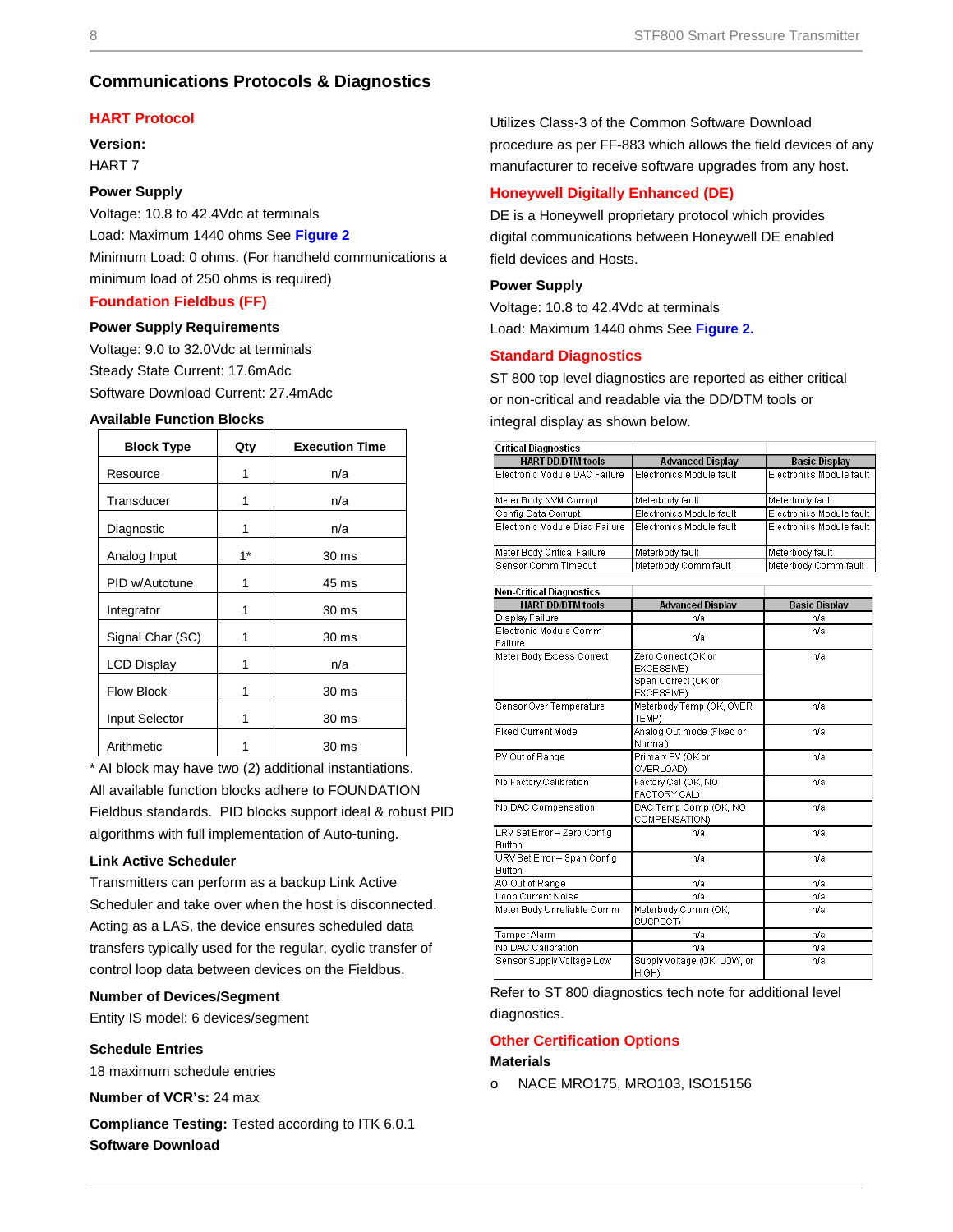## Communications Protocols & Diagnostics

### HART Protocol

**Version:**

HART 7

**Power Supply**

Voltage: 10.8 to 42.4Vdc at terminals

Load: Maximum 1440 ohms See **Figure 2**

Minimum Load: 0 ohms. (For handheld communications a minimum load of 250 ohms is required)

### Foundation Fieldbus (FF)

**Power Supply Requirements**

Voltage: 9.0 to 32.0Vdc at terminals

Steady State Current: 17.6mAdc

Software Download Current: 27.4mAdc

**Available Function Blocks**

| Block Type | Qty | Execution Time |
|---|---|---|
| Resource | 1 | n/a |
| Transducer | 1 | n/a |
| Diagnostic | 1 | n/a |
| Analog Input | 1* | 30 ms |
| PID w/Autotune | 1 | 45 ms |
| Integrator | 1 | 30 ms |
| Signal Char (SC) | 1 | 30 ms |
| LCD Display | 1 | n/a |
| Flow Block | 1 | 30 ms |
| Input Selector | 1 | 30 ms |
| Arithmetic | 1 | 30 ms |

* AI block may have two (2) additional instantiations.

All available function blocks adhere to FOUNDATION Fieldbus standards. PID blocks support ideal & robust PID algorithms with full implementation of Auto-tuning.

**Link Active Scheduler**

Transmitters can perform as a backup Link Active Scheduler and take over when the host is disconnected. Acting as a LAS, the device ensures scheduled data transfers typically used for the regular, cyclic transfer of control loop data between devices on the Fieldbus.

**Number of Devices/Segment**

Entity IS model: 6 devices/segment

**Schedule Entries**

18 maximum schedule entries

**Number of VCR's:** 24 max

**Compliance Testing:** Tested according to ITK 6.0.1

**Software Download**

Utilizes Class-3 of the Common Software Download procedure as per FF-883 which allows the field devices of any manufacturer to receive software upgrades from any host.

### Honeywell Digitally Enhanced (DE)

DE is a Honeywell proprietary protocol which provides digital communications between Honeywell DE enabled field devices and Hosts.

**Power Supply**

Voltage: 10.8 to 42.4Vdc at terminals

Load: Maximum 1440 ohms See **Figure 2.**

### Standard Diagnostics

ST 800 top level diagnostics are reported as either critical or non-critical and readable via the DD/DTM tools or integral display as shown below.

**Critical Diagnostics**

| HART DD/DTM tools | Advanced Display | Basic Display |
|---|---|---|
| Electronic Module DAC Failure | Electronics Module fault | Electronics Module fault |
| Meter Body NVM Corrupt | Meterbody fault | Meterbody fault |
| Config Data Corrupt | Electronics Module fault | Electronics Module fault |
| Electronic Module Diag Failure | Electronics Module fault | Electronics Module fault |
| Meter Body Critical Failure | Meterbody fault | Meterbody fault |
| Sensor Comm Timeout | Meterbody Comm fault | Meterbody Comm fault |

**Non-Critical Diagnostics**

| HART DD/DTM tools | Advanced Display | Basic Display |
|---|---|---|
| Display Failure | n/a | n/a |
| Electronic Module Comm Failure | n/a | n/a |
| Meter Body Excess Correct | Zero Correct (OK or EXCESSIVE)<br>Span Correct (OK or EXCESSIVE) | n/a |
| Sensor Over Temperature | Meterbody Temp (OK, OVER TEMP) | n/a |
| Fixed Current Mode | Analog Out mode (Fixed or Normal) | n/a |
| PV Out of Range | Primary PV (OK or OVERLOAD) | n/a |
| No Factory Calibration | Factory Cal (OK, NO FACTORY CAL) | n/a |
| No DAC Compensation | DAC Temp Comp (OK, NO COMPENSATION) | n/a |
| LRV Set Error – Zero Config Button | n/a | n/a |
| URV Set Error – Span Config Button | n/a | n/a |
| AO Out of Range | n/a | n/a |
| Loop Current Noise | n/a | n/a |
| Meter Body Unreliable Comm | Meterbody Comm (OK, SUSPECT) | n/a |
| Tamper Alarm | n/a | n/a |
| No DAC Calibration | n/a | n/a |
| Sensor Supply Voltage Low | Supply Voltage (OK, LOW, or HIGH) | n/a |

Refer to ST 800 diagnostics tech note for additional level diagnostics.

### Other Certification Options

**Materials**

- NACE MRO175, MRO103, ISO15156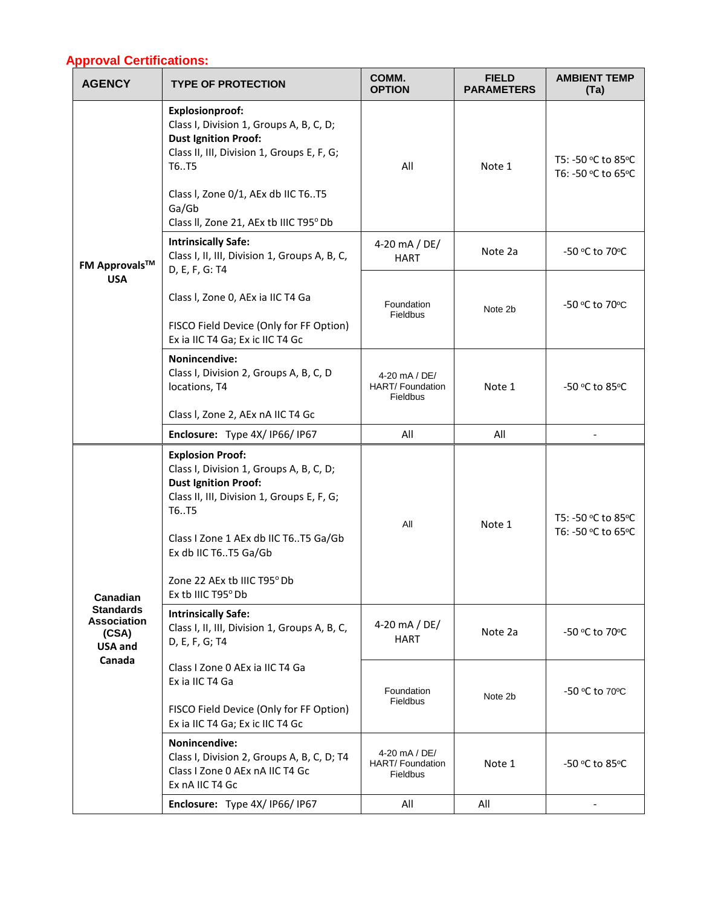## Approval Certifications:

| AGENCY | TYPE OF PROTECTION | COMM. OPTION | FIELD PARAMETERS | AMBIENT TEMP (Ta) |
|---|---|---|---|---|
| **FM Approvals™ USA** | **Explosionproof:** Class I, Division 1, Groups A, B, C, D; **Dust Ignition Proof:** Class II, III, Division 1, Groups E, F, G; T6..T5<br><br>Class I, Zone 0/1, AEx db IIC T6..T5 Ga/Gb<br>Class II, Zone 21, AEx tb IIIC T95°Db | All | Note 1 | T5: -50 °C to 85°C<br>T6: -50 °C to 65°C |
| | **Intrinsically Safe:** Class I, II, III, Division 1, Groups A, B, C, D, E, F, G: T4<br><br>Class I, Zone 0, AEx ia IIC T4 Ga<br><br>FISCO Field Device (Only for FF Option) Ex ia IIC T4 Ga; Ex ic IIC T4 Gc | 4-20 mA / DE/ HART | Note 2a | -50 °C to 70°C |
| | | Foundation Fieldbus | Note 2b | -50 °C to 70°C |
| | **Nonincendive:** Class I, Division 2, Groups A, B, C, D locations, T4<br><br>Class I, Zone 2, AEx nA IIC T4 Gc | 4-20 mA / DE/ HART/ Foundation Fieldbus | Note 1 | -50 °C to 85°C |
| | **Enclosure:** Type 4X/ IP66/ IP67 | All | All | - |
| **Canadian Standards Association (CSA) USA and Canada** | **Explosion Proof:** Class I, Division 1, Groups A, B, C, D; **Dust Ignition Proof:** Class II, III, Division 1, Groups E, F, G; T6..T5<br><br>Class I Zone 1 AEx db IIC T6..T5 Ga/Gb<br>Ex db IIC T6..T5 Ga/Gb<br><br>Zone 22 AEx tb IIIC T95° Db<br>Ex tb IIIC T95° Db | All | Note 1 | T5: -50 °C to 85°C<br>T6: -50 °C to 65°C |
| | **Intrinsically Safe:** Class I, II, III, Division 1, Groups A, B, C, D, E, F, G; T4<br><br>Class I Zone 0 AEx ia IIC T4 Ga<br>Ex ia IIC T4 Ga<br><br>FISCO Field Device (Only for FF Option) Ex ia IIC T4 Ga; Ex ic IIC T4 Gc | 4-20 mA / DE/ HART | Note 2a | -50 °C to 70°C |
| | | Foundation Fieldbus | Note 2b | -50 °C to 70°C |
| | **Nonincendive:** Class I, Division 2, Groups A, B, C, D; T4<br>Class I Zone 0 AEx nA IIC T4 Gc<br>Ex nA IIC T4 Gc | 4-20 mA / DE/ HART/ Foundation Fieldbus | Note 1 | -50 °C to 85°C |
| | **Enclosure:** Type 4X/ IP66/ IP67 | All | All | - |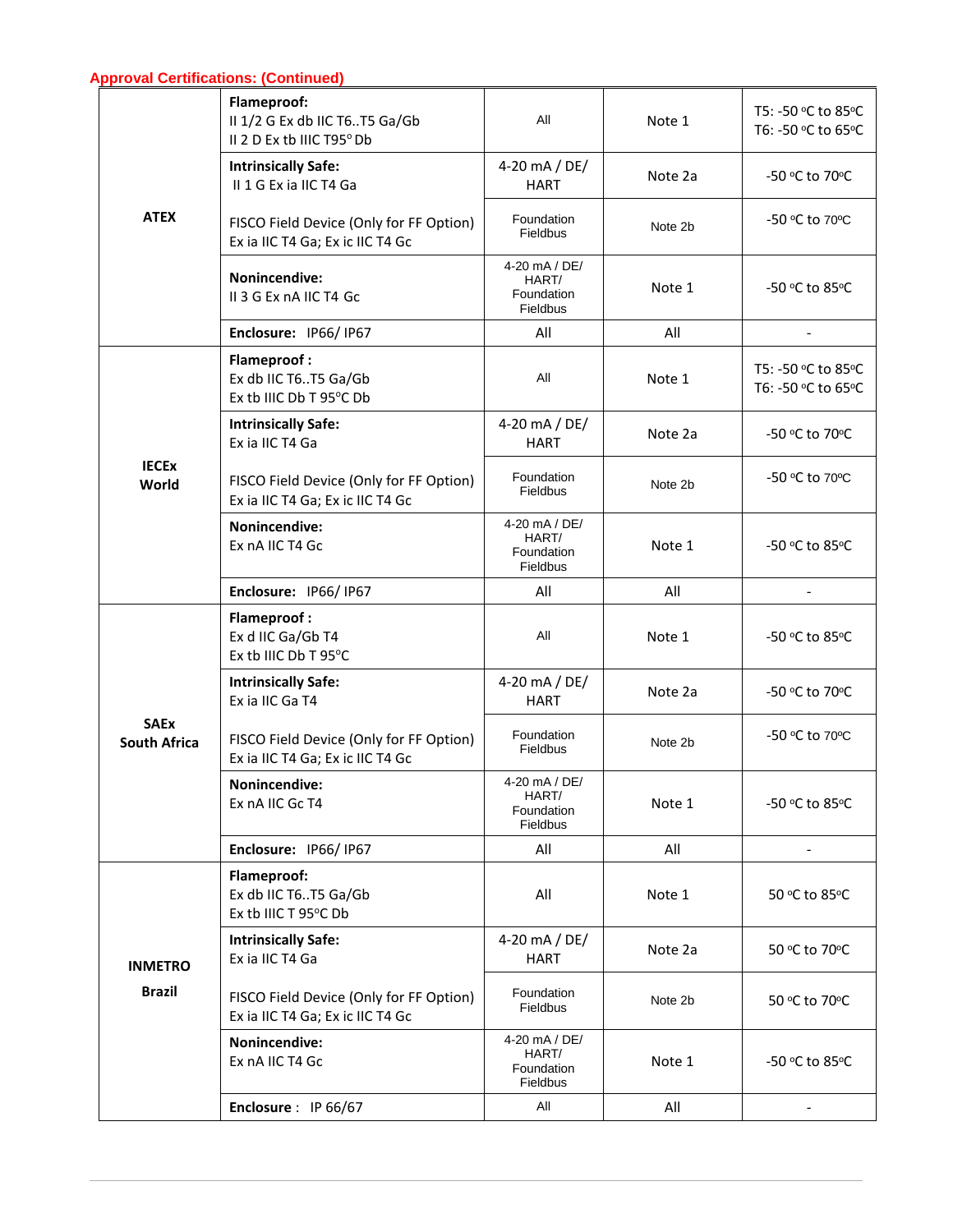**Approval Certifications: (Continued)**

| | | | | |
|---|---|---|---|---|
| **ATEX** | **Flameproof:**<br>II 1/2 G Ex db IIC T6..T5 Ga/Gb<br>II 2 D Ex tb IIIC T95° Db | All | Note 1 | T5: -50 °C to 85°C<br>T6: -50 °C to 65°C |
| | **Intrinsically Safe:**<br>II 1 G Ex ia IIC T4 Ga | 4-20 mA / DE/ HART | Note 2a | -50 °C to 70°C |
| | FISCO Field Device (Only for FF Option)<br>Ex ia IIC T4 Ga; Ex ic IIC T4 Gc | Foundation Fieldbus | Note 2b | -50 °C to 70°C |
| | **Nonincendive:**<br>II 3 G Ex nA IIC T4 Gc | 4-20 mA / DE/ HART/ Foundation Fieldbus | Note 1 | -50 °C to 85°C |
| | **Enclosure:** IP66/ IP67 | All | All | - |
| **IECEx World** | **Flameproof :**<br>Ex db IIC T6..T5 Ga/Gb<br>Ex tb IIIC Db T 95°C Db | All | Note 1 | T5: -50 °C to 85°C<br>T6: -50 °C to 65°C |
| | **Intrinsically Safe:**<br>Ex ia IIC T4 Ga | 4-20 mA / DE/ HART | Note 2a | -50 °C to 70°C |
| | FISCO Field Device (Only for FF Option)<br>Ex ia IIC T4 Ga; Ex ic IIC T4 Gc | Foundation Fieldbus | Note 2b | -50 °C to 70°C |
| | **Nonincendive:**<br>Ex nA IIC T4 Gc | 4-20 mA / DE/ HART/ Foundation Fieldbus | Note 1 | -50 °C to 85°C |
| | **Enclosure:** IP66/ IP67 | All | All | - |
| **SAEx South Africa** | **Flameproof :**<br>Ex d IIC Ga/Gb T4<br>Ex tb IIIC Db T 95°C | All | Note 1 | -50 °C to 85°C |
| | **Intrinsically Safe:**<br>Ex ia IIC Ga T4 | 4-20 mA / DE/ HART | Note 2a | -50 °C to 70°C |
| | FISCO Field Device (Only for FF Option)<br>Ex ia IIC T4 Ga; Ex ic IIC T4 Gc | Foundation Fieldbus | Note 2b | -50 °C to 70°C |
| | **Nonincendive:**<br>Ex nA IIC Gc T4 | 4-20 mA / DE/ HART/ Foundation Fieldbus | Note 1 | -50 °C to 85°C |
| | **Enclosure:** IP66/ IP67 | All | All | - |
| **INMETRO Brazil** | **Flameproof:**<br>Ex db IIC T6..T5 Ga/Gb<br>Ex tb IIIC T 95°C Db | All | Note 1 | 50 °C to 85°C |
| | **Intrinsically Safe:**<br>Ex ia IIC T4 Ga | 4-20 mA / DE/ HART | Note 2a | 50 °C to 70°C |
| | FISCO Field Device (Only for FF Option)<br>Ex ia IIC T4 Ga; Ex ic IIC T4 Gc | Foundation Fieldbus | Note 2b | 50 °C to 70°C |
| | **Nonincendive:**<br>Ex nA IIC T4 Gc | 4-20 mA / DE/ HART/ Foundation Fieldbus | Note 1 | -50 °C to 85°C |
| | **Enclosure** : IP 66/67 | All | All | - |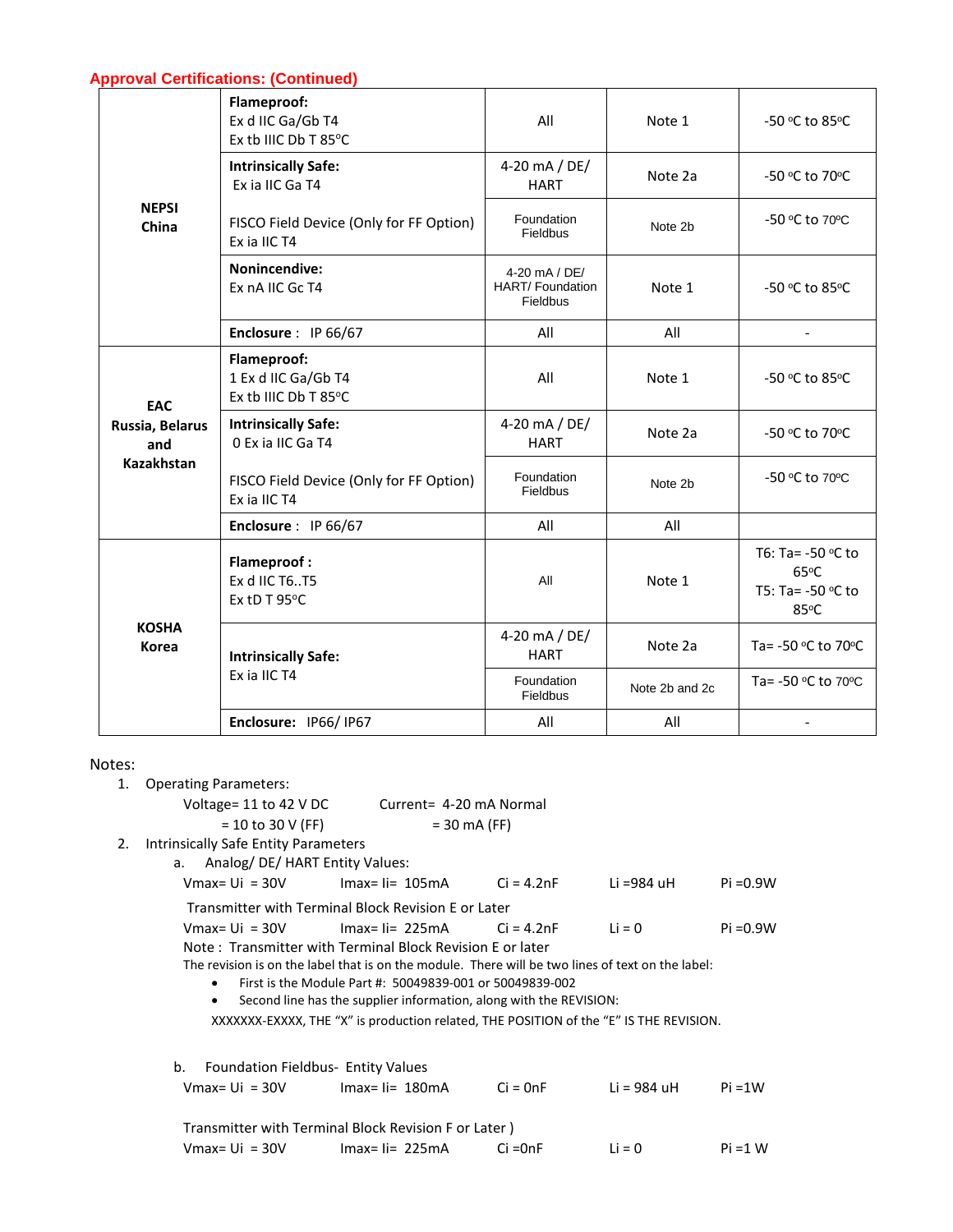## Approval Certifications: (Continued)

| | | | | |
|---|---|---|---|---|
| **NEPSI China** | **Flameproof:**<br>Ex d IIC Ga/Gb T4<br>Ex tb IIIC Db T 85°C | All | Note 1 | -50 °C to 85°C |
| | **Intrinsically Safe:**<br>Ex ia IIC Ga T4 | 4-20 mA / DE/ HART | Note 2a | -50 °C to 70°C |
| | FISCO Field Device (Only for FF Option)<br>Ex ia IIC T4 | Foundation Fieldbus | Note 2b | -50 °C to 70°C |
| | **Nonincendive:**<br>Ex nA IIC Gc T4 | 4-20 mA / DE/ HART/ Foundation Fieldbus | Note 1 | -50 °C to 85°C |
| | **Enclosure** : IP 66/67 | All | All | - |
| **EAC Russia, Belarus and Kazakhstan** | **Flameproof:**<br>1 Ex d IIC Ga/Gb T4<br>Ex tb IIIC Db T 85°C | All | Note 1 | -50 °C to 85°C |
| | **Intrinsically Safe:**<br>0 Ex ia IIC Ga T4 | 4-20 mA / DE/ HART | Note 2a | -50 °C to 70°C |
| | FISCO Field Device (Only for FF Option)<br>Ex ia IIC T4 | Foundation Fieldbus | Note 2b | -50 °C to 70°C |
| | **Enclosure** : IP 66/67 | All | All | |
| **KOSHA Korea** | **Flameproof :**<br>Ex d IIC T6..T5<br>Ex tD T 95°C | All | Note 1 | T6: Ta= -50 °C to 65°C<br>T5: Ta= -50 °C to 85°C |
| | **Intrinsically Safe:**<br>Ex ia IIC T4 | 4-20 mA / DE/ HART | Note 2a | Ta= -50 °C to 70°C |
| | | Foundation Fieldbus | Note 2b and 2c | Ta= -50 °C to 70°C |
| | **Enclosure:** IP66/ IP67 | All | All | - |

Notes:

1. Operating Parameters:

   Voltage= 11 to 42 V DC    Current= 4-20 mA Normal
   = 10 to 30 V (FF)    = 30 mA (FF)

2. Intrinsically Safe Entity Parameters

   a. Analog/ DE/ HART Entity Values:

   Vmax= Ui = 30V    Imax= Ii= 105mA    Ci = 4.2nF    Li =984 uH    Pi =0.9W

   Transmitter with Terminal Block Revision E or Later

   Vmax= Ui = 30V    Imax= Ii= 225mA    Ci = 4.2nF    Li = 0    Pi =0.9W

   Note : Transmitter with Terminal Block Revision E or later

   The revision is on the label that is on the module. There will be two lines of text on the label:

   - First is the Module Part #: 50049839-001 or 50049839-002
   - Second line has the supplier information, along with the REVISION:

   XXXXXXX-EXXXX, THE “X” is production related, THE POSITION of the “E” IS THE REVISION.

   b. Foundation Fieldbus- Entity Values

   Vmax= Ui = 30V    Imax= Ii= 180mA    Ci = 0nF    Li = 984 uH    Pi =1W

   Transmitter with Terminal Block Revision F or Later )

   Vmax= Ui = 30V    Imax= Ii= 225mA    Ci =0nF    Li = 0    Pi =1 W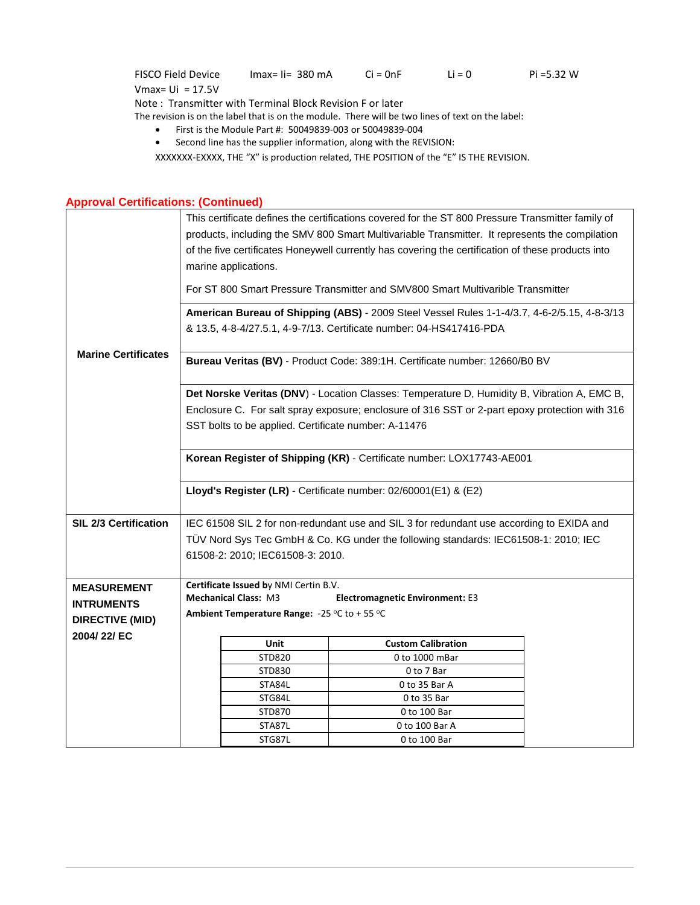FISCO Field Device  Imax= Ii= 380 mA  Ci = 0nF  Li = 0  Pi =5.32 W
Vmax= Ui = 17.5V

Note : Transmitter with Terminal Block Revision F or later

The revision is on the label that is on the module. There will be two lines of text on the label:

- First is the Module Part #: 50049839-003 or 50049839-004
- Second line has the supplier information, along with the REVISION:

XXXXXXX-EXXXX, THE "X" is production related, THE POSITION of the "E" IS THE REVISION.

## Approval Certifications: (Continued)

| | |
|---|---|
| **Marine Certificates** | This certificate defines the certifications covered for the ST 800 Pressure Transmitter family of products, including the SMV 800 Smart Multivariable Transmitter. It represents the compilation of the five certificates Honeywell currently has covering the certification of these products into marine applications.<br><br>For ST 800 Smart Pressure Transmitter and SMV800 Smart Multivarible Transmitter |
| | **American Bureau of Shipping (ABS)** - 2009 Steel Vessel Rules 1-1-4/3.7, 4-6-2/5.15, 4-8-3/13 & 13.5, 4-8-4/27.5.1, 4-9-7/13. Certificate number: 04-HS417416-PDA |
| | **Bureau Veritas (BV)** - Product Code: 389:1H. Certificate number: 12660/B0 BV |
| | **Det Norske Veritas (DNV)** - Location Classes: Temperature D, Humidity B, Vibration A, EMC B, Enclosure C. For salt spray exposure; enclosure of 316 SST or 2-part epoxy protection with 316 SST bolts to be applied. Certificate number: A-11476 |
| | **Korean Register of Shipping (KR)** - Certificate number: LOX17743-AE001 |
| | **Lloyd's Register (LR)** - Certificate number: 02/60001(E1) & (E2) |
| **SIL 2/3 Certification** | IEC 61508 SIL 2 for non-redundant use and SIL 3 for redundant use according to EXIDA and TÜV Nord Sys Tec GmbH & Co. KG under the following standards: IEC61508-1: 2010; IEC 61508-2: 2010; IEC61508-3: 2010. |
| **MEASUREMENT INTRUMENTS DIRECTIVE (MID) 2004/ 22/ EC** | **Certificate Issued by** NMI Certin B.V.<br>**Mechanical Class:** M3  **Electromagnetic Environment:** E3<br>**Ambient Temperature Range:** -25 °C to + 55 °C |

| Unit | Custom Calibration |
|---|---|
| STD820 | 0 to 1000 mBar |
| STD830 | 0 to 7 Bar |
| STA84L | 0 to 35 Bar A |
| STG84L | 0 to 35 Bar |
| STD870 | 0 to 100 Bar |
| STA87L | 0 to 100 Bar A |
| STG87L | 0 to 100 Bar |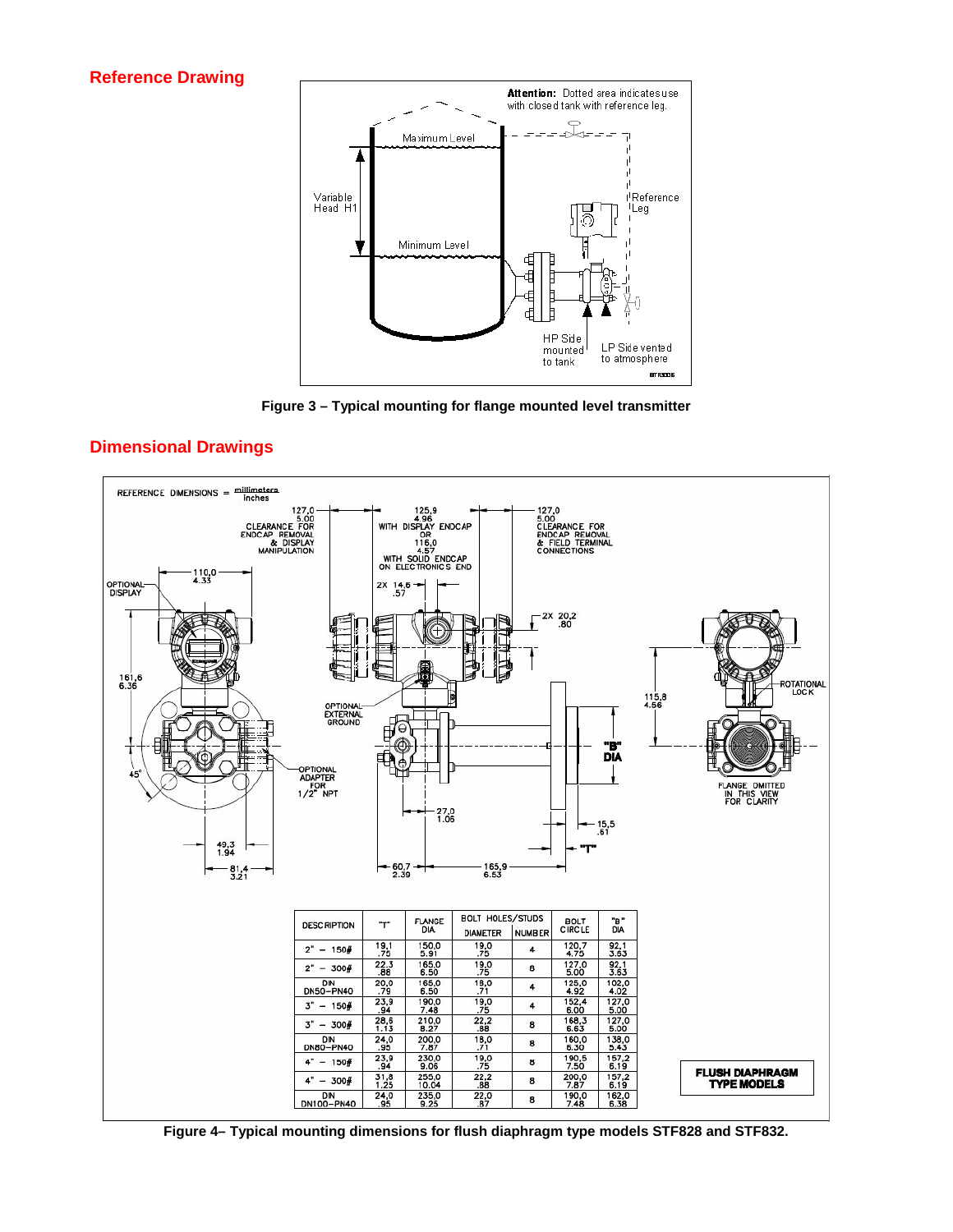## Reference Drawing

Attention: Dotted area indicates use with closed tank with reference leg.

Maximum Level

Variable Head H1

Minimum Level

Reference Leg

HP Side mounted to tank

LP Side vented to atmosphere

**Figure 3 – Typical mounting for flange mounted level transmitter**

## Dimensional Drawings

REFERENCE DIMENSIONS = millimeters / inches

| DESCRIPTION | "T" | FLANGE DIA | BOLT HOLES/STUDS DIAMETER | BOLT HOLES/STUDS NUMBER | BOLT CIRCLE | "B" DIA |
|---|---|---|---|---|---|---|
| 2" – 150# | 19,1 / .75 | 150,0 / 5.91 | 19,0 / .75 | 4 | 120,7 / 4.75 | 92,1 / 3.63 |
| 2" – 300# | 22,3 / .88 | 165,0 / 6.50 | 19,0 / .75 | 8 | 127,0 / 5.00 | 92,1 / 3.63 |
| DIN DN50–PN40 | 20,0 / .79 | 165,0 / 6.50 | 18,0 / .71 | 4 | 125,0 / 4.92 | 102,0 / 4.02 |
| 3" – 150# | 23,9 / .94 | 190,0 / 7.48 | 19,0 / .75 | 4 | 152,4 / 6.00 | 127,0 / 5.00 |
| 3" – 300# | 28,6 / 1.13 | 210,0 / 8.27 | 22,2 / .88 | 8 | 168,3 / 6.63 | 127,0 / 5.00 |
| DIN DN80–PN40 | 24,0 / .95 | 200,0 / 7.87 | 18,0 / .71 | 8 | 160,0 / 6.30 | 138,0 / 5.43 |
| 4" – 150# | 23,9 / .94 | 230,0 / 9.06 | 19,0 / .75 | 8 | 190,5 / 7.50 | 157,2 / 6.19 |
| 4" – 300# | 31,8 / 1.25 | 255,0 / 10.04 | 22,2 / .88 | 8 | 200,0 / 7.87 | 157,2 / 6.19 |
| DIN DN100–PN40 | 24,0 / .95 | 235,0 / 9.25 | 22,0 / .87 | 8 | 190,0 / 7.48 | 162,0 / 6.38 |

**FLUSH DIAPHRAGM TYPE MODELS**

**Figure 4– Typical mounting dimensions for flush diaphragm type models STF828 and STF832.**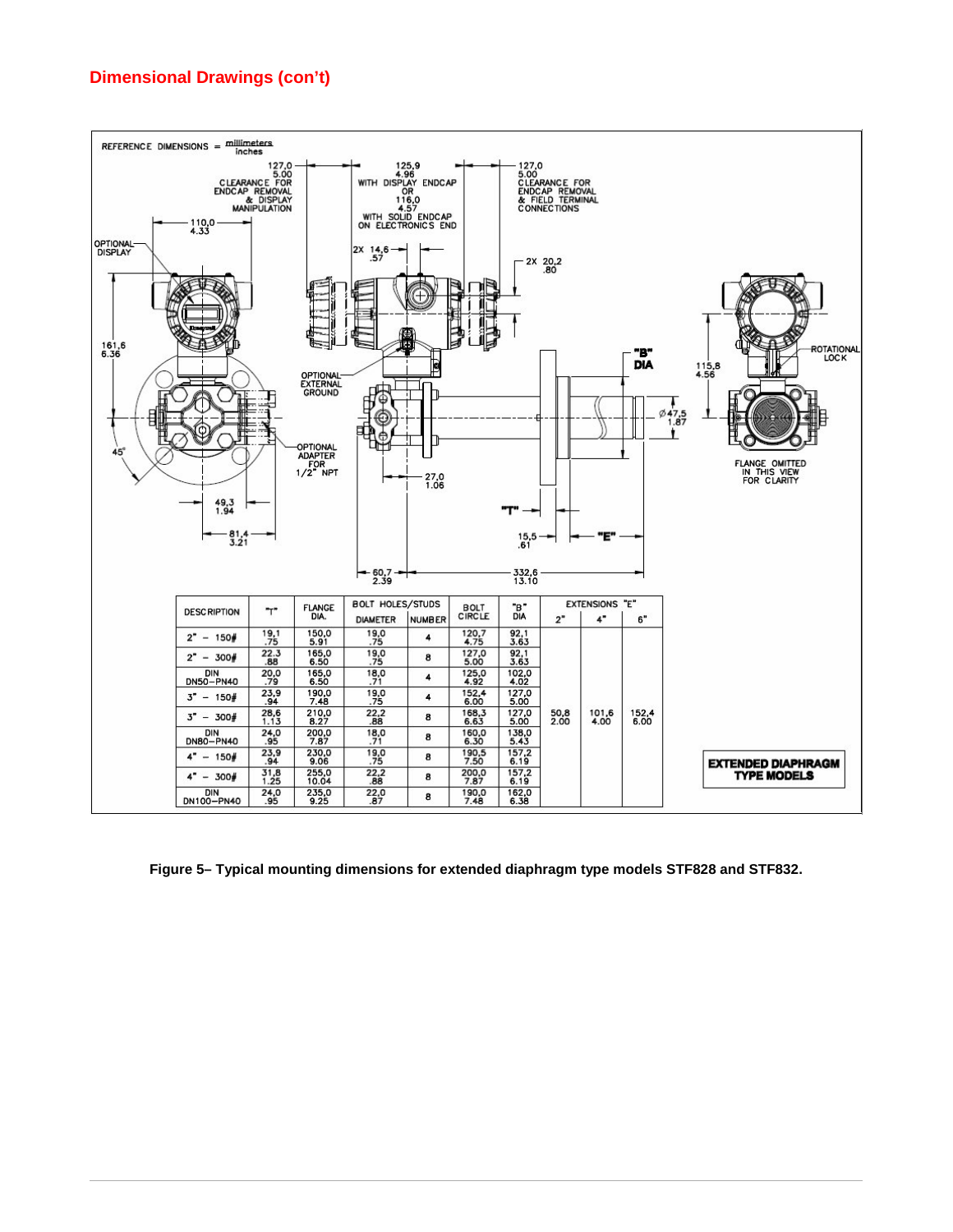## Dimensional Drawings (con't)

REFERENCE DIMENSIONS = millimeters / inches

| DESCRIPTION | "T" | FLANGE DIA. | BOLT HOLES/STUDS DIAMETER | BOLT HOLES/STUDS NUMBER | BOLT CIRCLE | "B" DIA | EXTENSIONS "E" 2" | EXTENSIONS "E" 4" | EXTENSIONS "E" 6" |
|---|---|---|---|---|---|---|---|---|---|
| 2" – 150# | 19,1 .75 | 150,0 5.91 | 19,0 .75 | 4 | 120,7 4.75 | 92,1 3.63 | 50,8 2.00 | 101,6 4.00 | 152,4 6.00 |
| 2" – 300# | 22.3 .88 | 165,0 6.50 | 19,0 .75 | 8 | 127,0 5.00 | 92,1 3.63 | | | |
| DIN DN50–PN40 | 20,0 .79 | 165,0 6.50 | 18,0 .71 | 4 | 125,0 4.92 | 102,0 4.02 | | | |
| 3" – 150# | 23,9 .94 | 190,0 7.48 | 19,0 .75 | 4 | 152,4 6.00 | 127,0 5.00 | | | |
| 3" – 300# | 28,6 1.13 | 210,0 8.27 | 22,2 .88 | 8 | 168,3 6.63 | 127,0 5.00 | | | |
| DIN DN80–PN40 | 24,0 .95 | 200,0 7.87 | 18,0 .71 | 8 | 160,0 6.30 | 138,0 5.43 | | | |
| 4" – 150# | 23,9 .94 | 230,0 9.06 | 19,0 .75 | 8 | 190,5 7.50 | 157,2 6.19 | | | |
| 4" – 300# | 31,8 1.25 | 255,0 10.04 | 22,2 .88 | 8 | 200,0 7.87 | 157,2 6.19 | | | |
| DIN DN100–PN40 | 24,0 .95 | 235,0 9.25 | 22,0 .87 | 8 | 190,0 7.48 | 162,0 6.38 | | | |

**EXTENDED DIAPHRAGM TYPE MODELS**

**Figure 5– Typical mounting dimensions for extended diaphragm type models STF828 and STF832.**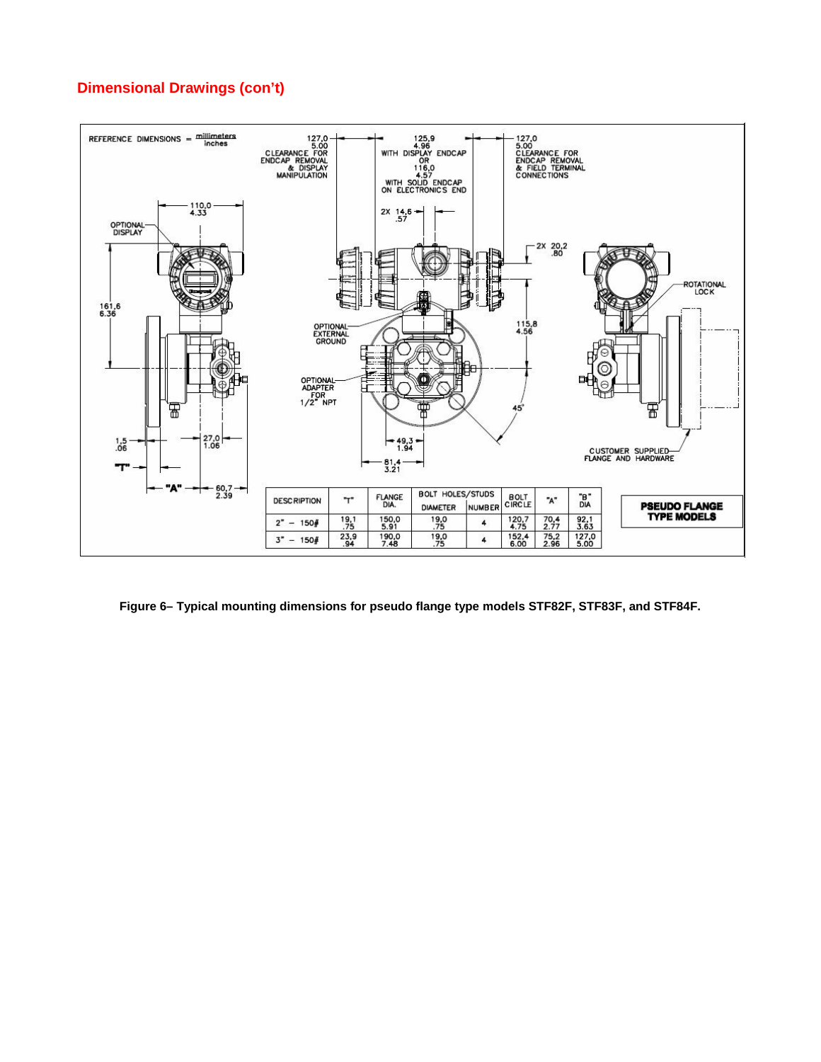## Dimensional Drawings (con't)

REFERENCE DIMENSIONS = millimeters / inches

| DESCRIPTION | "T" | FLANGE DIA. | BOLT HOLES/STUDS | | BOLT CIRCLE | "A" | "B" DIA |
|---|---|---|---|---|---|---|---|
| | | | DIAMETER | NUMBER | | | |
| 2" – 150# | 19,1 / .75 | 150,0 / 5.91 | 19,0 / .75 | 4 | 120,7 / 4.75 | 70,4 / 2.77 | 92,1 / 3.63 |
| 3" – 150# | 23,9 / .94 | 190,0 / 7.48 | 19,0 / .75 | 4 | 152,4 / 6.00 | 75,2 / 2.96 | 127,0 / 5.00 |

**PSEUDO FLANGE TYPE MODELS**

**Figure 6– Typical mounting dimensions for pseudo flange type models STF82F, STF83F, and STF84F.**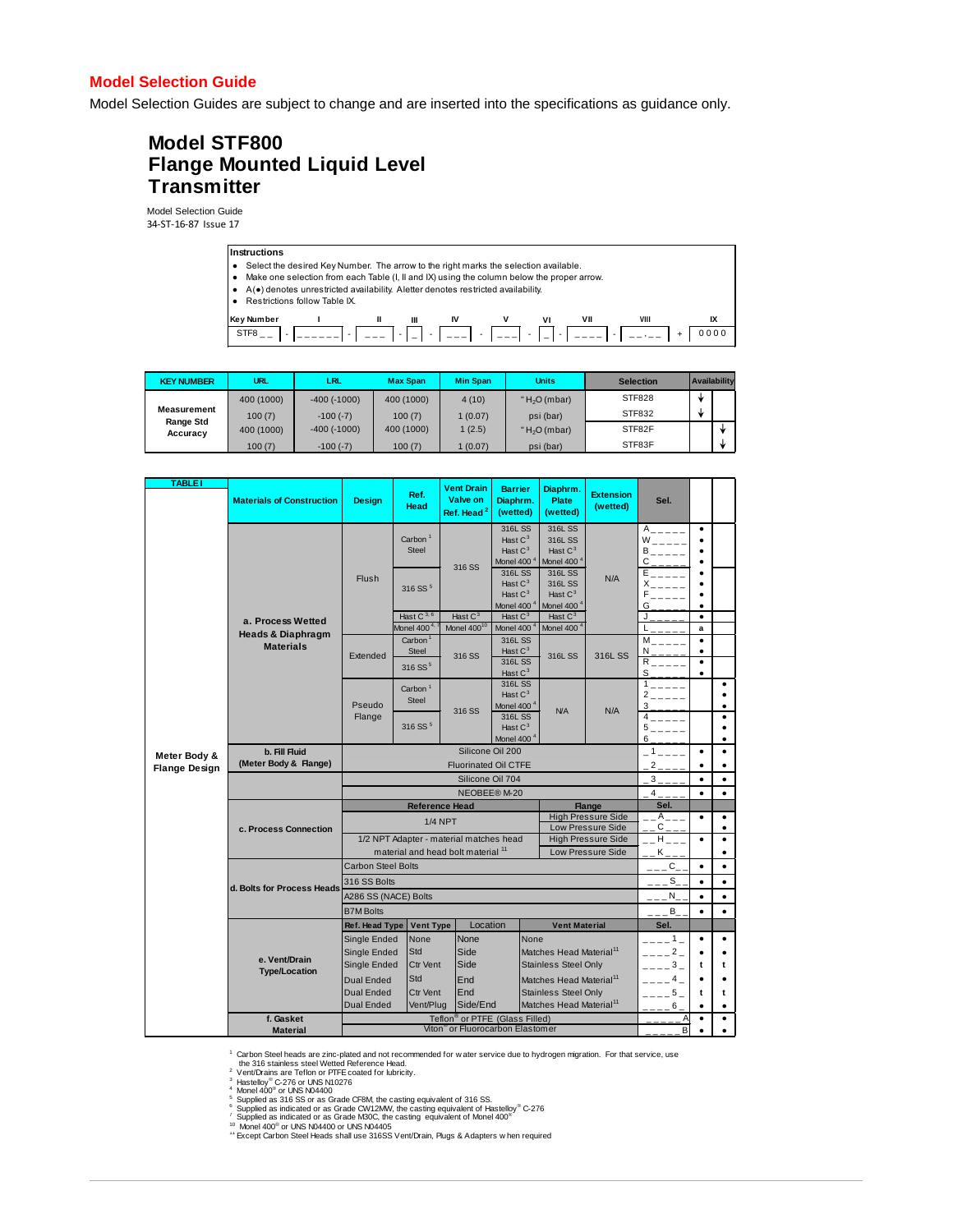## Model Selection Guide

Model Selection Guides are subject to change and are inserted into the specifications as guidance only.

# Model STF800
# Flange Mounted Liquid Level Transmitter

Model Selection Guide
34-ST-16-87 Issue 17

**Instructions**

- Select the desired Key Number. The arrow to the right marks the selection available.
- Make one selection from each Table (I, II and IX) using the column below the proper arrow.
- A(●) denotes unrestricted availability. A letter denotes restricted availability.
- Restrictions follow Table IX.

| Key Number | I | II | III | IV | V | VI | VII | VIII | IX |
|---|---|---|---|---|---|---|---|---|---|
| STF8 _ _ - | _ _ _ _ _ _ - | _ _ _ - | _ - | _ _ _ - | _ _ _ - | _ - | _ _ _ _ - | _ _ . _ _ + | 0 0 0 0 |

| KEY NUMBER | URL | LRL | Max Span | Min Span | Units | Selection | Availability | |
|---|---|---|---|---|---|---|---|---|
| Measurement Range Std Accuracy | 400 (1000) | -400 (-1000) | 400 (1000) | 4 (10) | "$H_2O$ (mbar) | STF828 | ↓ | |
| | 100 (7) | -100 (-7) | 100 (7) | 1 (0.07) | psi (bar) | STF832 | ↓ | |
| | 400 (1000) | -400 (-1000) | 400 (1000) | 1 (2.5) | "$H_2O$ (mbar) | STF82F | | ↓ |
| | 100 (7) | -100 (-7) | 100 (7) | 1 (0.07) | psi (bar) | STF83F | | ↓ |

| TABLE I | Materials of Construction | Design | Ref. Head | Vent Drain Valve on Ref. Head [2] | Barrier Diaphrm. (wetted) | Diaphrm. Plate (wetted) | Extension (wetted) | Sel. | | |
|---|---|---|---|---|---|---|---|---|---|---|
| Meter Body & Flange Design | a. Process Wetted Heads & Diaphragm Materials | Flush | Carbon [1] Steel | 316 SS | 316L SS | 316L SS | N/A | A _ _ _ _ _ | ● | |
| | | | | | Hast C [3] | 316L SS | | W _ _ _ _ _ | ● | |
| | | | | | Hast C [3] | Hast C [3] | | B _ _ _ _ _ | ● | |
| | | | | | Monel 400 [4] | Monel 400 [4] | | C _ _ _ _ _ | ● | |
| | | | 316 SS [5] | | 316L SS | 316L SS | | E _ _ _ _ _ | ● | |
| | | | | | Hast C [3] | 316L SS | | X _ _ _ _ _ | ● | |
| | | | | | Hast C [3] | Hast C [3] | | F _ _ _ _ _ | ● | |
| | | | | | Monel 400 [4] | Monel 400 [4] | | G _ _ _ _ _ | ● | |
| | | | Hast C [3, 6] | Hast C [3] | Hast C [3] | Hast C [3] | | J _ _ _ _ _ | ● | |
| | | | Monel 400 [4, 7] | Monel 400 [10] | Monel 400 [4] | Monel 400 [4] | | L _ _ _ _ _ | a | |
| | | Extended | Carbon [1] Steel | 316 SS | 316L SS | 316L SS | 316L SS | M _ _ _ _ _ | ● | |
| | | | | | Hast C [3] | | | N _ _ _ _ _ | ● | |
| | | | 316 SS [5] | | 316L SS | | | R _ _ _ _ _ | ● | |
| | | | | | Hast C [3] | | | S _ _ _ _ _ | ● | |
| | | Pseudo Flange | Carbon [1] Steel | 316 SS | 316L SS | N/A | N/A | 1 _ _ _ _ _ | | ● |
| | | | | | Hast C [3] | | | 2 _ _ _ _ _ | | ● |
| | | | | | Monel 400 [4] | | | 3 _ _ _ _ _ | | ● |
| | | | 316 SS [5] | | 316L SS | | | 4 _ _ _ _ _ | | ● |
| | | | | | Hast C [3] | | | 5 _ _ _ _ _ | | ● |
| | | | | | Monel 400 [4] | | | 6 _ _ _ _ _ | | ● |
| | b. Fill Fluid (Meter Body & Flange) | Silicone Oil 200 | | | | | | _ 1 _ _ _ _ | ● | ● |
| | | Fluorinated Oil CTFE | | | | | | _ 2 _ _ _ _ | ● | ● |
| | | Silicone Oil 704 | | | | | | _ 3 _ _ _ _ | ● | ● |
| | | NEOBEE® M-20 | | | | | | _ 4 _ _ _ _ | ● | ● |
| | c. Process Connection | **Reference Head** | | | | **Flange** | | **Sel.** | | |
| | | 1/4 NPT | | | | High Pressure Side | | _ _ A _ _ _ | ● | ● |
| | | | | | | Low Pressure Side | | _ _ C _ _ _ | | ● |
| | | 1/2 NPT Adapter - material matches head material and head bolt material [11] | | | | High Pressure Side | | _ _ H _ _ _ | ● | ● |
| | | | | | | Low Pressure Side | | _ _ K _ _ _ | | ● |
| | d. Bolts for Process Heads | Carbon Steel Bolts | | | | | | _ _ _ C _ _ | ● | ● |
| | | 316 SS Bolts | | | | | | _ _ _ S _ _ | ● | ● |
| | | A286 SS (NACE) Bolts | | | | | | _ _ _ N _ _ | ● | ● |
| | | B7M Bolts | | | | | | _ _ _ B _ _ | ● | ● |
| | e. Vent/Drain Type/Location | **Ref. Head Type** | **Vent Type** | **Location** | **Vent Material** | | | **Sel.** | | |
| | | Single Ended | None | None | None | | | _ _ _ _ 1 _ | ● | ● |
| | | Single Ended | Std | Side | Matches Head Material [11] | | | _ _ _ _ 2 _ | ● | ● |
| | | Single Ended | Ctr Vent | Side | Stainless Steel Only | | | _ _ _ _ 3 _ | t | t |
| | | Dual Ended | Std | End | Matches Head Material [11] | | | _ _ _ _ 4 _ | ● | ● |
| | | Dual Ended | Ctr Vent | End | Stainless Steel Only | | | _ _ _ _ 5 _ | t | t |
| | | Dual Ended | Vent/Plug | Side/End | Matches Head Material [11] | | | _ _ _ _ 6 _ | ● | ● |
| | f. Gasket Material | Teflon® or PTFE (Glass Filled) | | | | | | _ _ _ _ _ A | ● | ● |
| | | Viton® or Fluorocarbon Elastomer | | | | | | _ _ _ _ _ B | ● | ● |

[1] Carbon Steel heads are zinc-plated and not recommended for water service due to hydrogen migration. For that service, use the 316 stainless steel Wetted Reference Head.
[2] Vent/Drains are Teflon or PTFE coated for lubricity.
[3] Hastelloy® C-276 or UNS N10276
[4] Monel 400® or UNS N04400
[5] Supplied as 316 SS or as Grade CF8M, the casting equivalent of 316 SS.
[6] Supplied as indicated or as Grade CW12MW, the casting equivalent of Hastelloy® C-276
[7] Supplied as indicated or as Grade M30C, the casting equivalent of Monel 400®
[10] Monel 400® or UNS N04400 or UNS N04405
[11] Except Carbon Steel Heads shall use 316SS Vent/Drain, Plugs & Adapters when required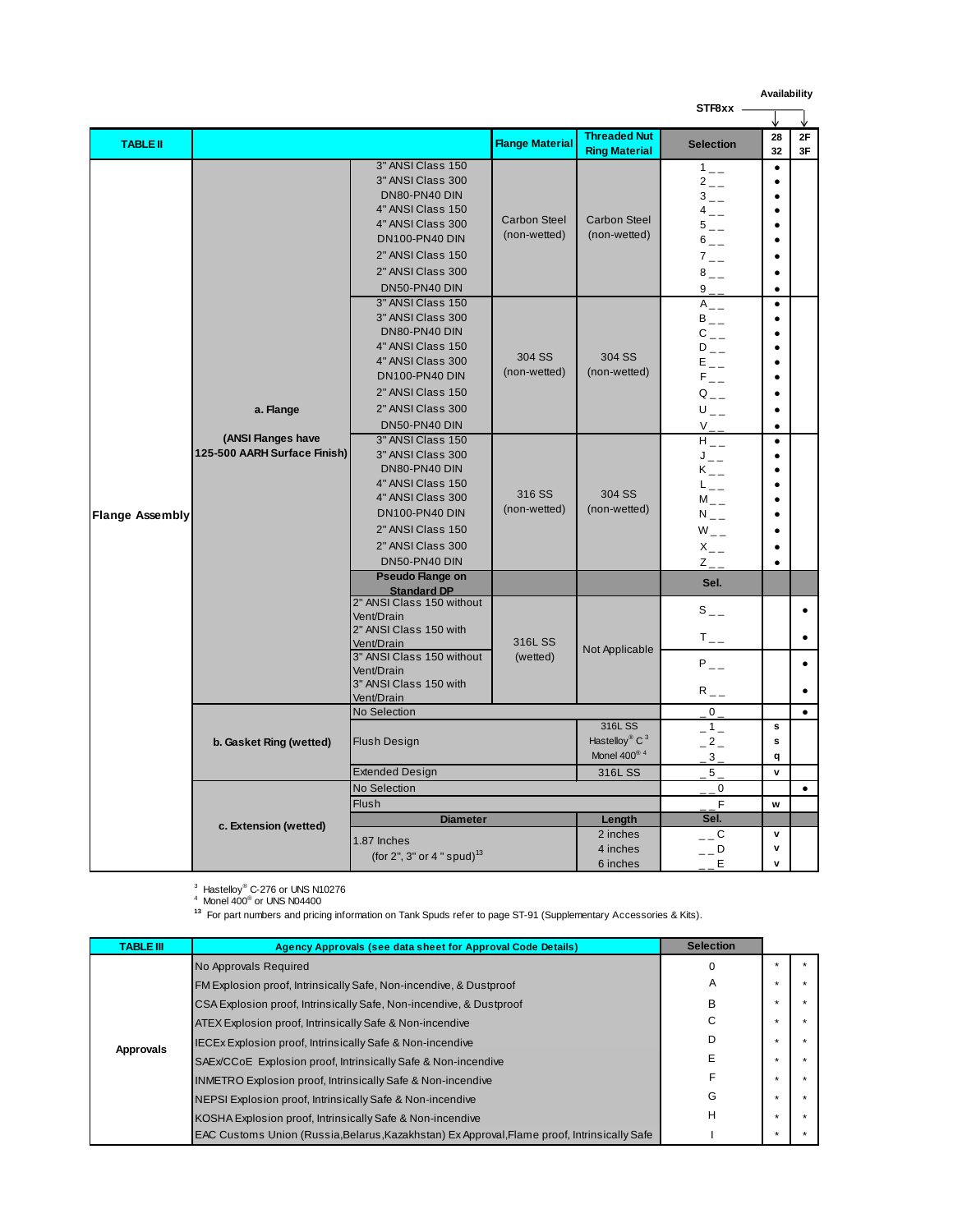Availability

STF8xx

| TABLE II | | | Flange Material | Threaded Nut Ring Material | Selection | 28 32 | 2F 3F |
|---|---|---|---|---|---|---|---|
| Flange Assembly | a. Flange (ANSI Flanges have 125-500 AARH Surface Finish) | 3" ANSI Class 150 | Carbon Steel (non-wetted) | Carbon Steel (non-wetted) | 1 _ _ | • | |
| | | 3" ANSI Class 300 | | | 2 _ _ | • | |
| | | DN80-PN40 DIN | | | 3 _ _ | • | |
| | | 4" ANSI Class 150 | | | 4 _ _ | • | |
| | | 4" ANSI Class 300 | | | 5 _ _ | • | |
| | | DN100-PN40 DIN | | | 6 _ _ | • | |
| | | 2" ANSI Class 150 | | | 7 _ _ | • | |
| | | 2" ANSI Class 300 | | | 8 _ _ | • | |
| | | DN50-PN40 DIN | | | 9 _ _ | • | |
| | | 3" ANSI Class 150 | 304 SS (non-wetted) | 304 SS (non-wetted) | A _ _ | • | |
| | | 3" ANSI Class 300 | | | B _ _ | • | |
| | | DN80-PN40 DIN | | | C _ _ | • | |
| | | 4" ANSI Class 150 | | | D _ _ | • | |
| | | 4" ANSI Class 300 | | | E _ _ | • | |
| | | DN100-PN40 DIN | | | F _ _ | • | |
| | | 2" ANSI Class 150 | | | Q _ _ | • | |
| | | 2" ANSI Class 300 | | | U _ _ | • | |
| | | DN50-PN40 DIN | | | V _ _ | • | |
| | | 3" ANSI Class 150 | 316 SS (non-wetted) | 304 SS (non-wetted) | H _ _ | • | |
| | | 3" ANSI Class 300 | | | J _ _ | • | |
| | | DN80-PN40 DIN | | | K _ _ | • | |
| | | 4" ANSI Class 150 | | | L _ _ | • | |
| | | 4" ANSI Class 300 | | | M _ _ | • | |
| | | DN100-PN40 DIN | | | N _ _ | • | |
| | | 2" ANSI Class 150 | | | W _ _ | • | |
| | | 2" ANSI Class 300 | | | X _ _ | • | |
| | | DN50-PN40 DIN | | | Z _ _ | • | |
| | | **Pseudo Flange on Standard DP** | | | **Sel.** | | |
| | | 2" ANSI Class 150 without Vent/Drain | 316L SS (wetted) | Not Applicable | S _ _ | | • |
| | | 2" ANSI Class 150 with Vent/Drain | | | T _ _ | | • |
| | | 3" ANSI Class 150 without Vent/Drain | | | P _ _ | | • |
| | | 3" ANSI Class 150 with Vent/Drain | | | R _ _ | | • |
| | b. Gasket Ring (wetted) | No Selection | | | _ 0 _ | | • |
| | | Flush Design | | 316L SS | _ 1 _ | s | |
| | | | | Hastelloy® C [3] | _ 2 _ | s | |
| | | | | Monel 400® [4] | _ 3 _ | q | |
| | | Extended Design | | 316L SS | _ 5 _ | v | |
| | c. Extension (wetted) | No Selection | | | _ _ 0 | | • |
| | | Flush | | | _ _ F | w | |
| | | **Diameter** | | **Length** | **Sel.** | | |
| | | 1.87 Inches (for 2", 3" or 4 " spud)[13] | | 2 inches | _ _ C | v | |
| | | | | 4 inches | _ _ D | v | |
| | | | | 6 inches | _ _ E | v | |

[3] Hastelloy® C-276 or UNS N10276
[4] Monel 400® or UNS N04400
[13] For part numbers and pricing information on Tank Spuds refer to page ST-91 (Supplementary Accessories & Kits).

| TABLE III | Agency Approvals (see data sheet for Approval Code Details) | Selection | | |
|---|---|---|---|---|
| Approvals | No Approvals Required | 0 | * | * |
| | FM Explosion proof, Intrinsically Safe, Non-incendive, & Dustproof | A | * | * |
| | CSA Explosion proof, Intrinsically Safe, Non-incendive, & Dustproof | B | * | * |
| | ATEX Explosion proof, Intrinsically Safe & Non-incendive | C | * | * |
| | IECEx Explosion proof, Intrinsically Safe & Non-incendive | D | * | * |
| | SAEx/CCoE Explosion proof, Intrinsically Safe & Non-incendive | E | * | * |
| | INMETRO Explosion proof, Intrinsically Safe & Non-incendive | F | * | * |
| | NEPSI Explosion proof, Intrinsically Safe & Non-incendive | G | * | * |
| | KOSHA Explosion proof, Intrinsically Safe & Non-incendive | H | * | * |
| | EAC Customs Union (Russia,Belarus,Kazakhstan) Ex Approval,Flame proof, Intrinsically Safe | I | * | * |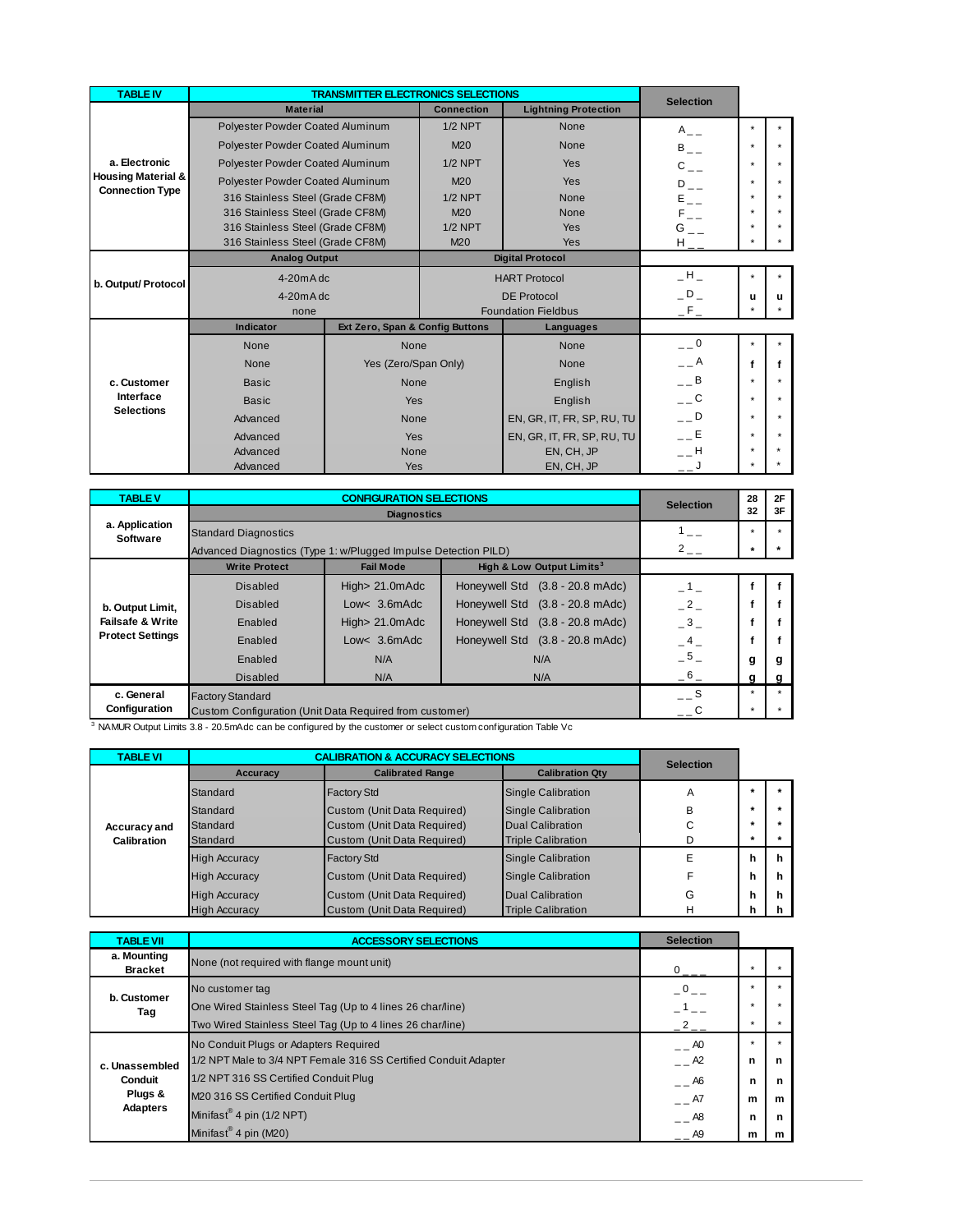| TABLE IV | TRANSMITTER ELECTRONICS SELECTIONS | | | Selection | | |
|---|---|---|---|---|---|---|
| | Material | Connection | Lightning Protection | | | |
| a. Electronic Housing Material & Connection Type | Polyester Powder Coated Aluminum | 1/2 NPT | None | A _ _ | * | * |
| | Polyester Powder Coated Aluminum | M20 | None | B _ _ | * | * |
| | Polyester Powder Coated Aluminum | 1/2 NPT | Yes | C _ _ | * | * |
| | Polyester Powder Coated Aluminum | M20 | Yes | D _ _ | * | * |
| | 316 Stainless Steel (Grade CF8M) | 1/2 NPT | None | E _ _ | * | * |
| | 316 Stainless Steel (Grade CF8M) | M20 | None | F _ _ | * | * |
| | 316 Stainless Steel (Grade CF8M) | 1/2 NPT | Yes | G _ _ | * | * |
| | 316 Stainless Steel (Grade CF8M) | M20 | Yes | H _ _ | * | * |
| b. Output/ Protocol | Analog Output | Digital Protocol | | | | |
| | 4-20mA dc | HART Protocol | | _ H _ | * | * |
| | 4-20mA dc | DE Protocol | | _ D _ | u | u |
| | none | Foundation Fieldbus | | _ F _ | * | * |
| c. Customer Interface Selections | Indicator | Ext Zero, Span & Config Buttons | Languages | | | |
| | None | None | None | _ _ 0 | * | * |
| | None | Yes (Zero/Span Only) | None | _ _ A | f | f |
| | Basic | None | English | _ _ B | * | * |
| | Basic | Yes | English | _ _ C | * | * |
| | Advanced | None | EN, GR, IT, FR, SP, RU, TU | _ _ D | * | * |
| | Advanced | Yes | EN, GR, IT, FR, SP, RU, TU | _ _ E | * | * |
| | Advanced | None | EN, CH, JP | _ _ H | * | * |
| | Advanced | Yes | EN, CH, JP | _ _ J | * | * |

| TABLE V | CONFIGURATION SELECTIONS | | | Selection | 28 32 | 2F 3F |
|---|---|---|---|---|---|---|
| a. Application Software | Diagnostics | | | | | |
| | Standard Diagnostics | | | 1 _ _ | * | * |
| | Advanced Diagnostics (Type 1: w/Plugged Impulse Detection PILD) | | | 2 _ _ | * | * |
| b. Output Limit, Failsafe & Write Protect Settings | Write Protect | Fail Mode | High & Low Output Limits[3] | | | |
| | Disabled | High> 21.0mAdc | Honeywell Std (3.8 - 20.8 mAdc) | _ 1 _ | f | f |
| | Disabled | Low< 3.6mAdc | Honeywell Std (3.8 - 20.8 mAdc) | _ 2 _ | f | f |
| | Enabled | High> 21.0mAdc | Honeywell Std (3.8 - 20.8 mAdc) | _ 3 _ | f | f |
| | Enabled | Low< 3.6mAdc | Honeywell Std (3.8 - 20.8 mAdc) | _ 4 _ | f | f |
| | Enabled | N/A | N/A | _ 5 _ | g | g |
| | Disabled | N/A | N/A | _ 6 _ | g | g |
| c. General Configuration | Factory Standard | | | _ _ S | * | * |
| | Custom Configuration (Unit Data Required from customer) | | | _ _ C | * | * |

[3] NAMUR Output Limits 3.8 - 20.5mAdc can be configured by the customer or select custom configuration Table Vc

| TABLE VI | CALIBRATION & ACCURACY SELECTIONS | | | Selection | | |
|---|---|---|---|---|---|---|
| | Accuracy | Calibrated Range | Calibration Qty | | | |
| Accuracy and Calibration | Standard | Factory Std | Single Calibration | A | * | * |
| | Standard | Custom (Unit Data Required) | Single Calibration | B | * | * |
| | Standard | Custom (Unit Data Required) | Dual Calibration | C | * | * |
| | Standard | Custom (Unit Data Required) | Triple Calibration | D | * | * |
| | High Accuracy | Factory Std | Single Calibration | E | h | h |
| | High Accuracy | Custom (Unit Data Required) | Single Calibration | F | h | h |
| | High Accuracy | Custom (Unit Data Required) | Dual Calibration | G | h | h |
| | High Accuracy | Custom (Unit Data Required) | Triple Calibration | H | h | h |

| TABLE VII | ACCESSORY SELECTIONS | Selection | | |
|---|---|---|---|---|
| a. Mounting Bracket | None (not required with flange mount unit) | 0 _ _ _ | * | * |
| b. Customer Tag | No customer tag | _ 0 _ _ | * | * |
| | One Wired Stainless Steel Tag (Up to 4 lines 26 char/line) | _ 1 _ _ | * | * |
| | Two Wired Stainless Steel Tag (Up to 4 lines 26 char/line) | _ 2 _ _ | * | * |
| c. Unassembled Conduit Plugs & Adapters | No Conduit Plugs or Adapters Required | _ _ A0 | * | * |
| | 1/2 NPT Male to 3/4 NPT Female 316 SS Certified Conduit Adapter | _ _ A2 | n | n |
| | 1/2 NPT 316 SS Certified Conduit Plug | _ _ A6 | n | n |
| | M20 316 SS Certified Conduit Plug | _ _ A7 | m | m |
| | Minifast® 4 pin (1/2 NPT) | _ _ A8 | n | n |
| | Minifast® 4 pin (M20) | _ _ A9 | m | m |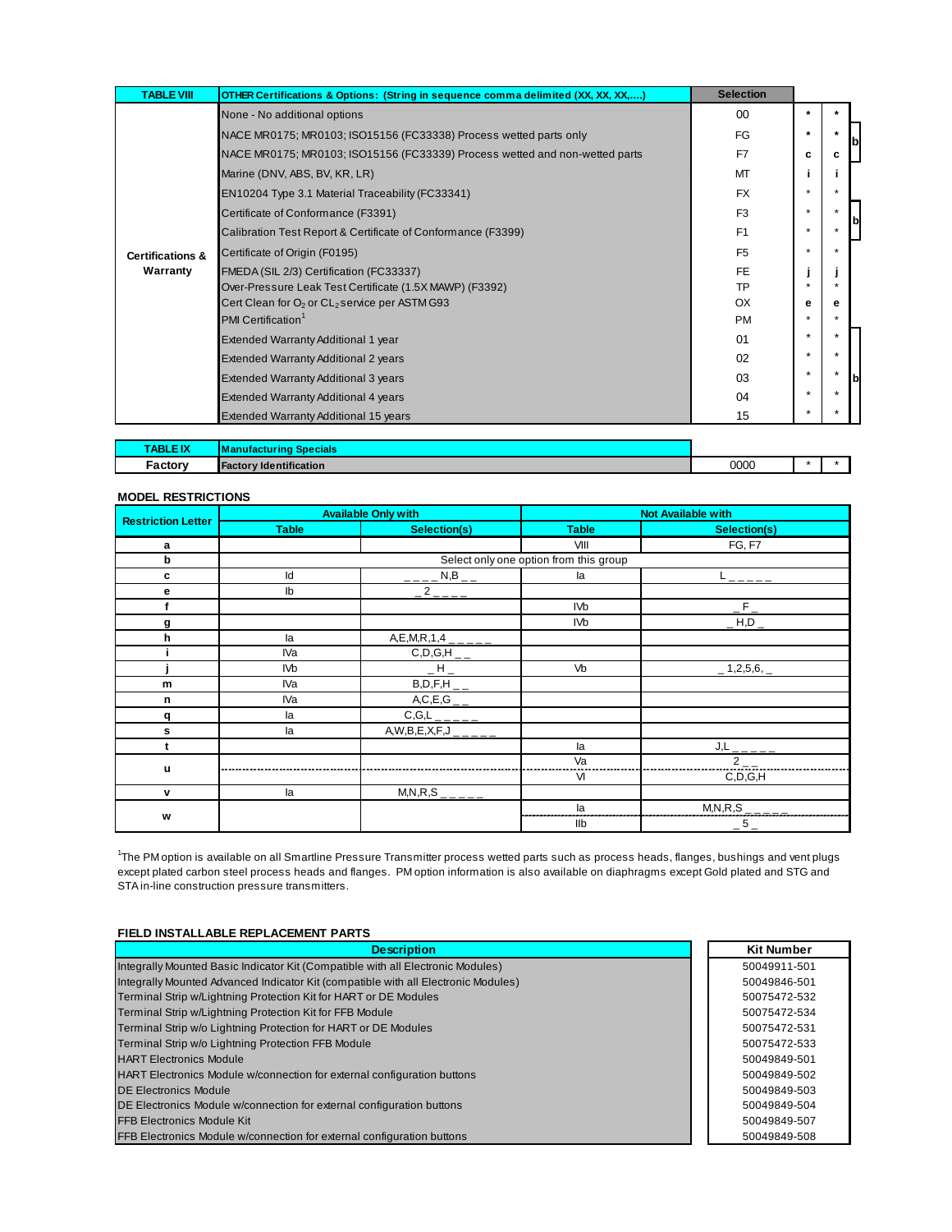| TABLE VIII | OTHER Certifications & Options: (String in sequence comma delimited (XX, XX, XX,....) | Selection | | | |
|---|---|---|---|---|---|
| Certifications & Warranty | None - No additional options | 00 | * | * | |
| | NACE MR0175; MR0103; ISO15156 (FC33338) Process wetted parts only | FG | * | * | b |
| | NACE MR0175; MR0103; ISO15156 (FC33339) Process wetted and non-wetted parts | F7 | c | c | |
| | Marine (DNV, ABS, BV, KR, LR) | MT | i | i | |
| | EN10204 Type 3.1 Material Traceability (FC33341) | FX | * | * | |
| | Certificate of Conformance (F3391) | F3 | * | * | b |
| | Calibration Test Report & Certificate of Conformance (F3399) | F1 | * | * | |
| | Certificate of Origin (F0195) | F5 | * | * | |
| | FMEDA (SIL 2/3) Certification (FC33337) | FE | j | j | |
| | Over-Pressure Leak Test Certificate (1.5X MAWP) (F3392) | TP | * | * | |
| | Cert Clean for $O_2$ or $CL_2$ service per ASTM G93 | OX | e | e | |
| | PMI Certification[1] | PM | * | * | |
| | Extended Warranty Additional 1 year | 01 | * | * | |
| | Extended Warranty Additional 2 years | 02 | * | * | |
| | Extended Warranty Additional 3 years | 03 | * | * | b |
| | Extended Warranty Additional 4 years | 04 | * | * | |
| | Extended Warranty Additional 15 years | 15 | * | * | |

| TABLE IX | Manufacturing Specials | | | |
|---|---|---|---|---|
| Factory | Factory Identification | 0000 | * | * |

**MODEL RESTRICTIONS**

| Restriction Letter | Available Only with | | Not Available with | |
|---|---|---|---|---|
| | Table | Selection(s) | Table | Selection(s) |
| a | | | VIII | FG, F7 |
| b | Select only one option from this group | | | |
| c | Id | _ _ _ _ N,B _ _ | Ia | L _ _ _ _ _ |
| e | Ib | _ 2 _ _ _ _ | | |
| f | | | IVb | _ F _ |
| g | | | IVb | _ H,D _ |
| h | Ia | A,E,M,R,1,4 _ _ _ _ _ | | |
| i | IVa | C,D,G,H _ _ | | |
| j | IVb | _ H _ | Vb | _ 1,2,5,6, _ |
| m | IVa | B,D,F,H _ _ | | |
| n | IVa | A,C,E,G _ _ | | |
| q | Ia | C,G,L _ _ _ _ _ | | |
| s | Ia | A,W,B,E,X,F,J _ _ _ _ _ | | |
| t | | | Ia | J,L _ _ _ _ _ |
| u | | | Va | 2 _ _ |
| | | | VI | C,D,G,H |
| v | Ia | M,N,R,S _ _ _ _ _ | | |
| w | | | Ia | M,N,R,S _ _ _ _ _ |
| | | | IIb | _ 5 _ |

[1]The PM option is available on all Smartline Pressure Transmitter process wetted parts such as process heads, flanges, bushings and vent plugs except plated carbon steel process heads and flanges. PM option information is also available on diaphragms except Gold plated and STG and STA in-line construction pressure transmitters.

**FIELD INSTALLABLE REPLACEMENT PARTS**

| Description | Kit Number |
|---|---|
| Integrally Mounted Basic Indicator Kit (Compatible with all Electronic Modules) | 50049911-501 |
| Integrally Mounted Advanced Indicator Kit (compatible with all Electronic Modules) | 50049846-501 |
| Terminal Strip w/Lightning Protection Kit for HART or DE Modules | 50075472-532 |
| Terminal Strip w/Lightning Protection Kit for FFB Module | 50075472-534 |
| Terminal Strip w/o Lightning Protection for HART or DE Modules | 50075472-531 |
| Terminal Strip w/o Lightning Protection FFB Module | 50075472-533 |
| HART Electronics Module | 50049849-501 |
| HART Electronics Module w/connection for external configuration buttons | 50049849-502 |
| DE Electronics Module | 50049849-503 |
| DE Electronics Module w/connection for external configuration buttons | 50049849-504 |
| FFB Electronics Module Kit | 50049849-507 |
| FFB Electronics Module w/connection for external configuration buttons | 50049849-508 |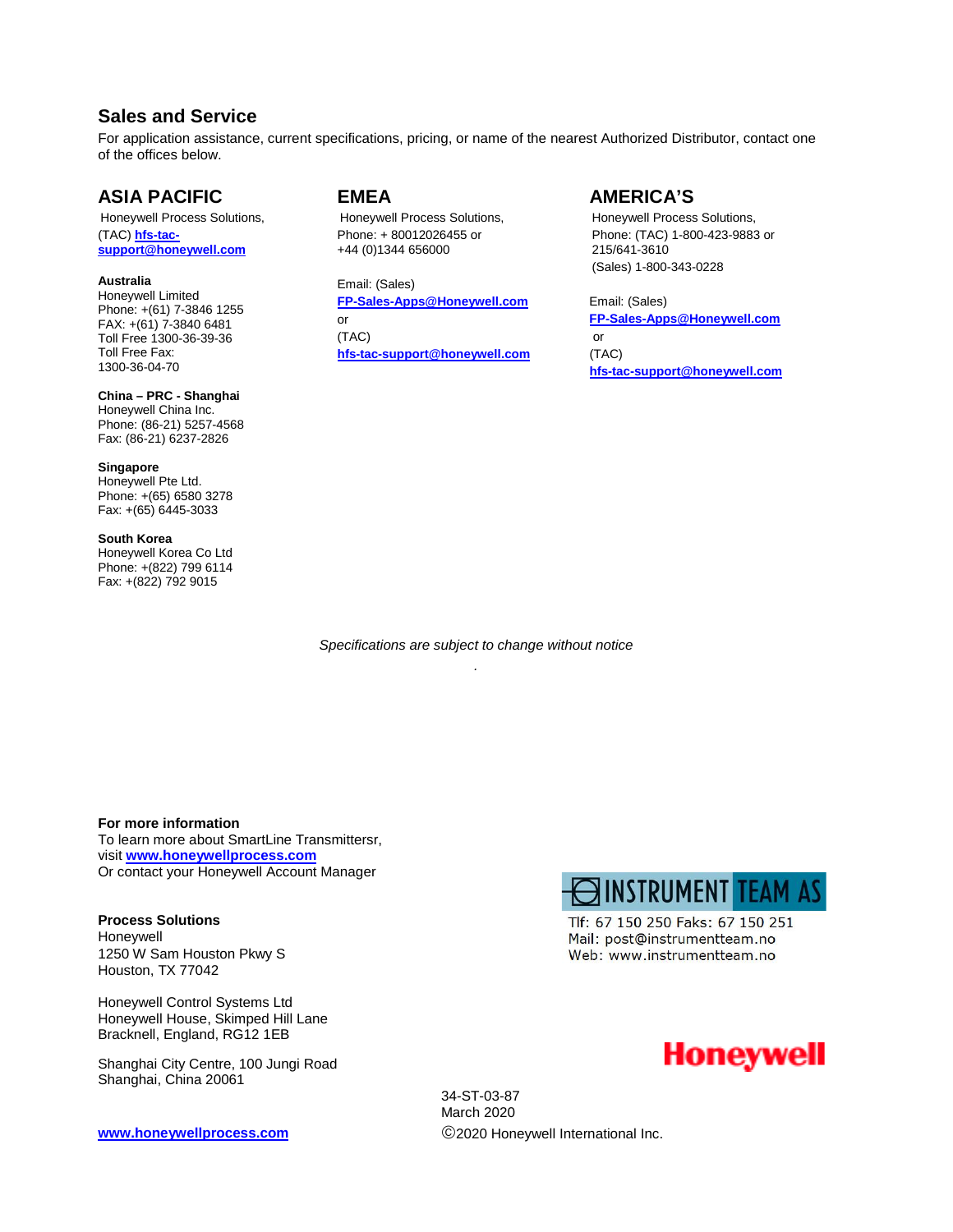## Sales and Service

For application assistance, current specifications, pricing, or name of the nearest Authorized Distributor, contact one of the offices below.

### ASIA PACIFIC

Honeywell Process Solutions,
(TAC) **hfs-tac-support@honeywell.com**

**Australia**
Honeywell Limited
Phone: +(61) 7-3846 1255
FAX: +(61) 7-3840 6481
Toll Free 1300-36-39-36
Toll Free Fax:
1300-36-04-70

**China – PRC - Shanghai**
Honeywell China Inc.
Phone: (86-21) 5257-4568
Fax: (86-21) 6237-2826

**Singapore**
Honeywell Pte Ltd.
Phone: +(65) 6580 3278
Fax: +(65) 6445-3033

**South Korea**
Honeywell Korea Co Ltd
Phone: +(822) 799 6114
Fax: +(822) 792 9015

### EMEA

Honeywell Process Solutions,
Phone: + 80012026455 or
+44 (0)1344 656000

Email: (Sales)
**FP-Sales-Apps@Honeywell.com**
or
(TAC)
**hfs-tac-support@honeywell.com**

### AMERICA'S

Honeywell Process Solutions,
Phone: (TAC) 1-800-423-9883 or
215/641-3610
(Sales) 1-800-343-0228

Email: (Sales)
**FP-Sales-Apps@Honeywell.com**
or
(TAC)
**hfs-tac-support@honeywell.com**

*Specifications are subject to change without notice*

.

**For more information**
To learn more about SmartLine Transmittersr,
visit **www.honeywellprocess.com**
Or contact your Honeywell Account Manager

**Process Solutions**
Honeywell
1250 W Sam Houston Pkwy S
Houston, TX 77042

Honeywell Control Systems Ltd
Honeywell House, Skimped Hill Lane
Bracknell, England, RG12 1EB

Shanghai City Centre, 100 Jungi Road
Shanghai, China 20061

INSTRUMENT TEAM AS
Tlf: 67 150 250 Faks: 67 150 251
Mail: post@instrumentteam.no
Web: www.instrumentteam.no

Honeywell

34-ST-03-87
March 2020
©2020 Honeywell International Inc.

**www.honeywellprocess.com**